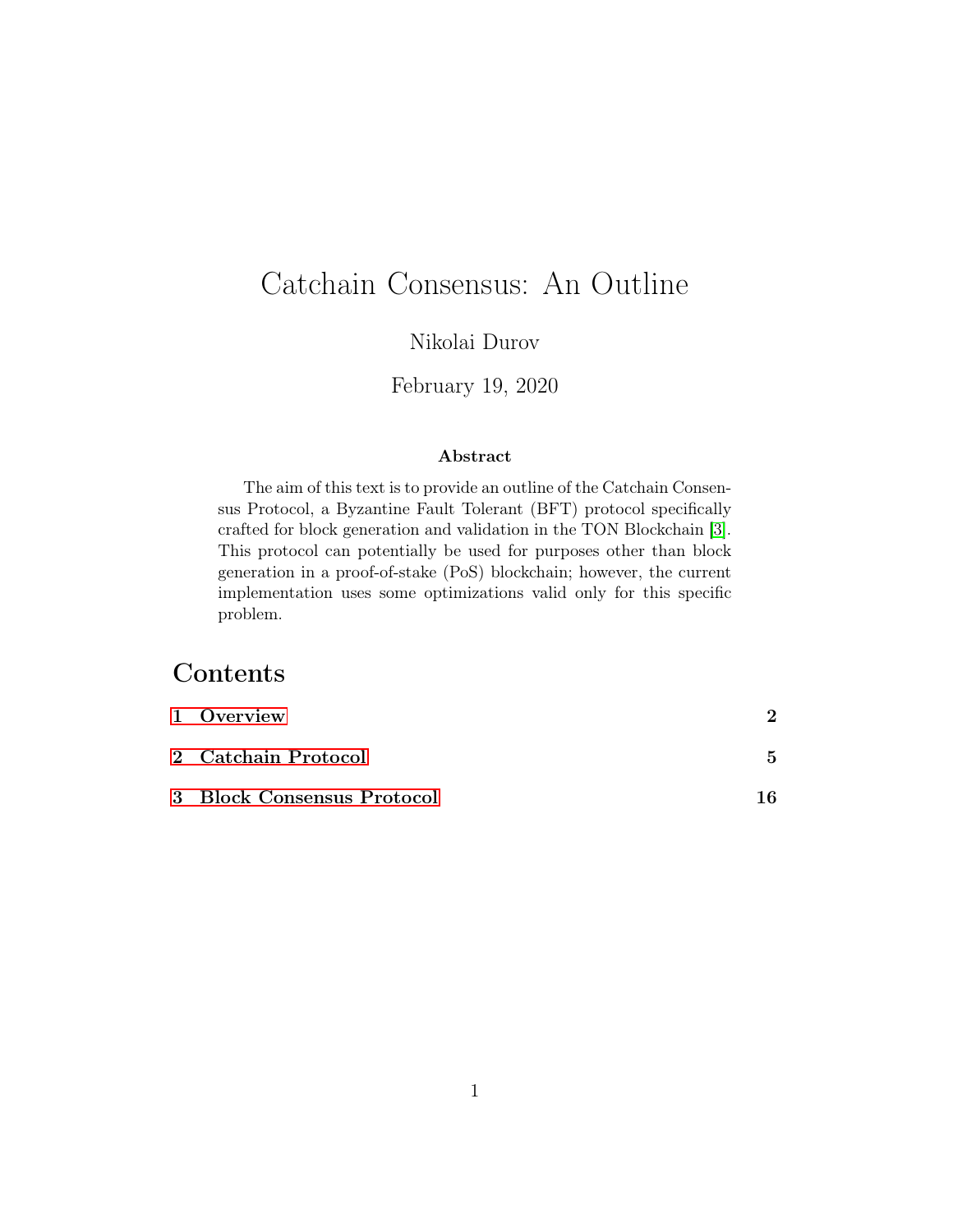# Catchain Consensus: An Outline

Nikolai Durov

February 19, 2020

**Abstract**

The aim of this text is to provide an outline of the Catchain Consensus Protocol, a Byzantine Fault Tolerant (BFT) protocol specifically crafted for block generation and validation in the TON Blockchain [3]. This protocol can potentially be used for purposes other than block generation in a proof-of-stake (PoS) blockchain; however, the current implementation uses some optimizations valid only for this specific problem.

## Contents

| | |
|---|---|
| **1 Overview** | **2** |
| **2 Catchain Protocol** | **5** |
| **3 Block Consensus Protocol** | **16** |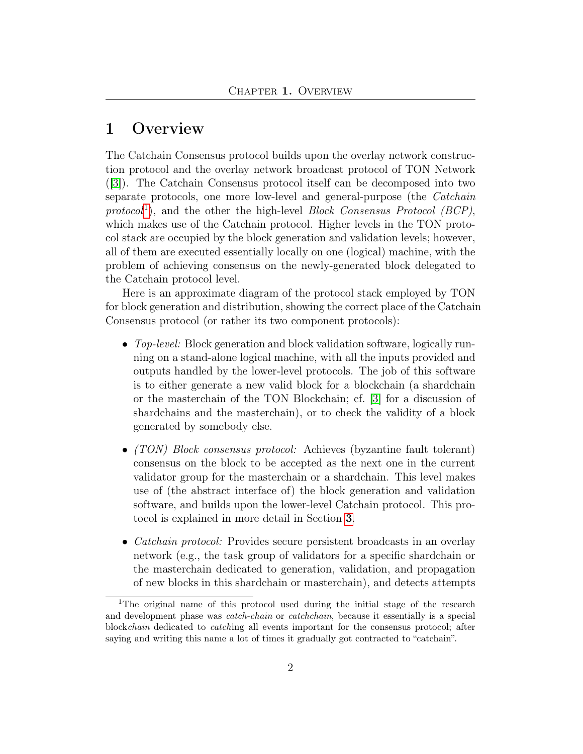# 1 Overview

The Catchain Consensus protocol builds upon the overlay network construction protocol and the overlay network broadcast protocol of TON Network ([3]). The Catchain Consensus protocol itself can be decomposed into two separate protocols, one more low-level and general-purpose (the *Catchain protocol*[1]), and the other the high-level *Block Consensus Protocol (BCP)*, which makes use of the Catchain protocol. Higher levels in the TON protocol stack are occupied by the block generation and validation levels; however, all of them are executed essentially locally on one (logical) machine, with the problem of achieving consensus on the newly-generated block delegated to the Catchain protocol level.

Here is an approximate diagram of the protocol stack employed by TON for block generation and distribution, showing the correct place of the Catchain Consensus protocol (or rather its two component protocols):

- *Top-level:* Block generation and block validation software, logically running on a stand-alone logical machine, with all the inputs provided and outputs handled by the lower-level protocols. The job of this software is to either generate a new valid block for a blockchain (a shardchain or the masterchain of the TON Blockchain; cf. [3] for a discussion of shardchains and the masterchain), or to check the validity of a block generated by somebody else.

- *(TON) Block consensus protocol:* Achieves (byzantine fault tolerant) consensus on the block to be accepted as the next one in the current validator group for the masterchain or a shardchain. This level makes use of (the abstract interface of) the block generation and validation software, and builds upon the lower-level Catchain protocol. This protocol is explained in more detail in Section **3**.

- *Catchain protocol:* Provides secure persistent broadcasts in an overlay network (e.g., the task group of validators for a specific shardchain or the masterchain dedicated to generation, validation, and propagation of new blocks in this shardchain or masterchain), and detects attempts

---

[1] The original name of this protocol used during the initial stage of the research and development phase was *catch-chain* or *catchchain*, because it essentially is a special block*chain* dedicated to *catch*ing all events important for the consensus protocol; after saying and writing this name a lot of times it gradually got contracted to "catchain".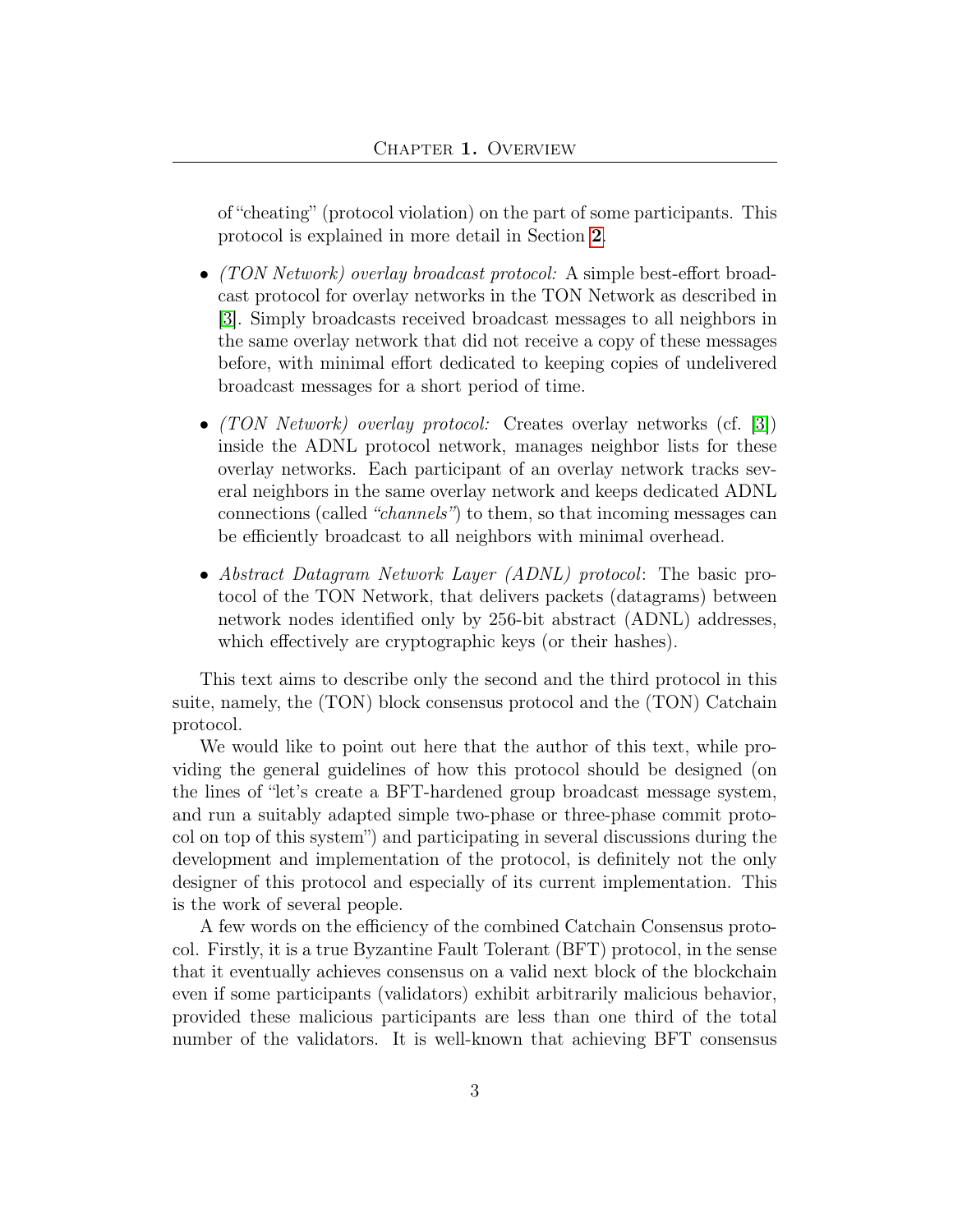of "cheating" (protocol violation) on the part of some participants. This protocol is explained in more detail in Section 2.

- *(TON Network) overlay broadcast protocol:* A simple best-effort broadcast protocol for overlay networks in the TON Network as described in [3]. Simply broadcasts received broadcast messages to all neighbors in the same overlay network that did not receive a copy of these messages before, with minimal effort dedicated to keeping copies of undelivered broadcast messages for a short period of time.

- *(TON Network) overlay protocol:* Creates overlay networks (cf. [3]) inside the ADNL protocol network, manages neighbor lists for these overlay networks. Each participant of an overlay network tracks several neighbors in the same overlay network and keeps dedicated ADNL connections (called *"channels"*) to them, so that incoming messages can be efficiently broadcast to all neighbors with minimal overhead.

- *Abstract Datagram Network Layer (ADNL) protocol*: The basic protocol of the TON Network, that delivers packets (datagrams) between network nodes identified only by 256-bit abstract (ADNL) addresses, which effectively are cryptographic keys (or their hashes).

This text aims to describe only the second and the third protocol in this suite, namely, the (TON) block consensus protocol and the (TON) Catchain protocol.

We would like to point out here that the author of this text, while providing the general guidelines of how this protocol should be designed (on the lines of "let's create a BFT-hardened group broadcast message system, and run a suitably adapted simple two-phase or three-phase commit protocol on top of this system") and participating in several discussions during the development and implementation of the protocol, is definitely not the only designer of this protocol and especially of its current implementation. This is the work of several people.

A few words on the efficiency of the combined Catchain Consensus protocol. Firstly, it is a true Byzantine Fault Tolerant (BFT) protocol, in the sense that it eventually achieves consensus on a valid next block of the blockchain even if some participants (validators) exhibit arbitrarily malicious behavior, provided these malicious participants are less than one third of the total number of the validators. It is well-known that achieving BFT consensus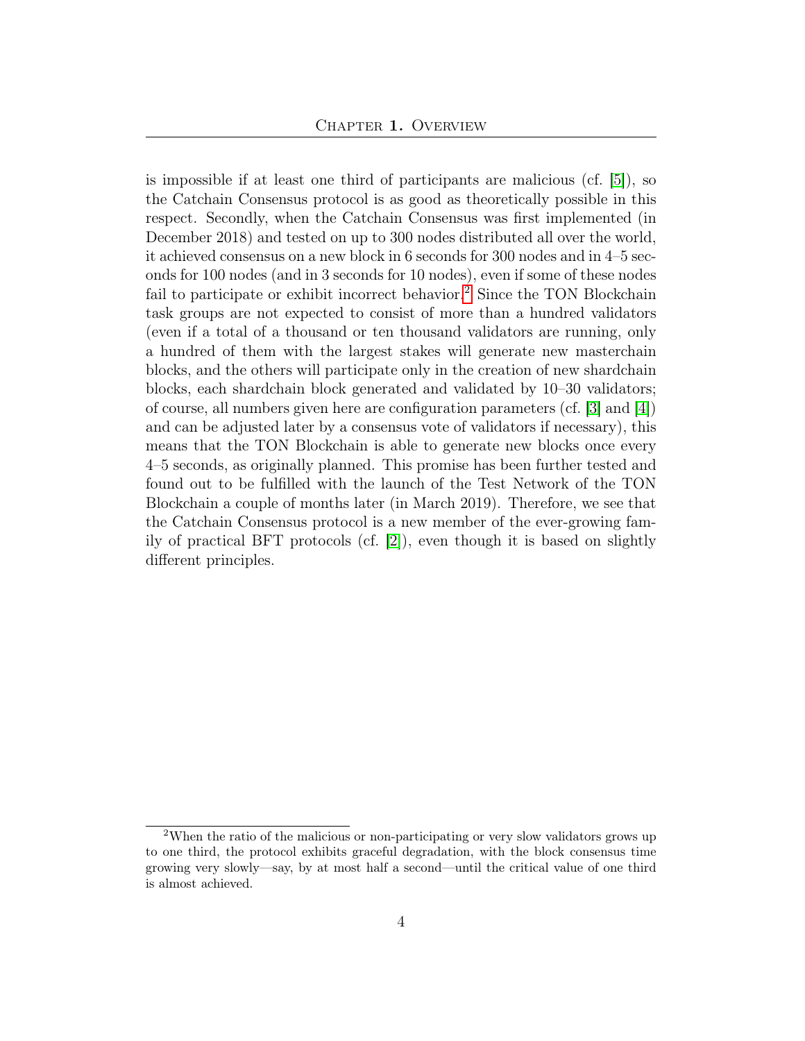is impossible if at least one third of participants are malicious (cf. [5]), so the Catchain Consensus protocol is as good as theoretically possible in this respect. Secondly, when the Catchain Consensus was first implemented (in December 2018) and tested on up to 300 nodes distributed all over the world, it achieved consensus on a new block in 6 seconds for 300 nodes and in 4–5 seconds for 100 nodes (and in 3 seconds for 10 nodes), even if some of these nodes fail to participate or exhibit incorrect behavior.[2] Since the TON Blockchain task groups are not expected to consist of more than a hundred validators (even if a total of a thousand or ten thousand validators are running, only a hundred of them with the largest stakes will generate new masterchain blocks, and the others will participate only in the creation of new shardchain blocks, each shardchain block generated and validated by 10–30 validators; of course, all numbers given here are configuration parameters (cf. [3] and [4]) and can be adjusted later by a consensus vote of validators if necessary), this means that the TON Blockchain is able to generate new blocks once every 4–5 seconds, as originally planned. This promise has been further tested and found out to be fulfilled with the launch of the Test Network of the TON Blockchain a couple of months later (in March 2019). Therefore, we see that the Catchain Consensus protocol is a new member of the ever-growing family of practical BFT protocols (cf. [2]), even though it is based on slightly different principles.

---

[2] When the ratio of the malicious or non-participating or very slow validators grows up to one third, the protocol exhibits graceful degradation, with the block consensus time growing very slowly—say, by at most half a second—until the critical value of one third is almost achieved.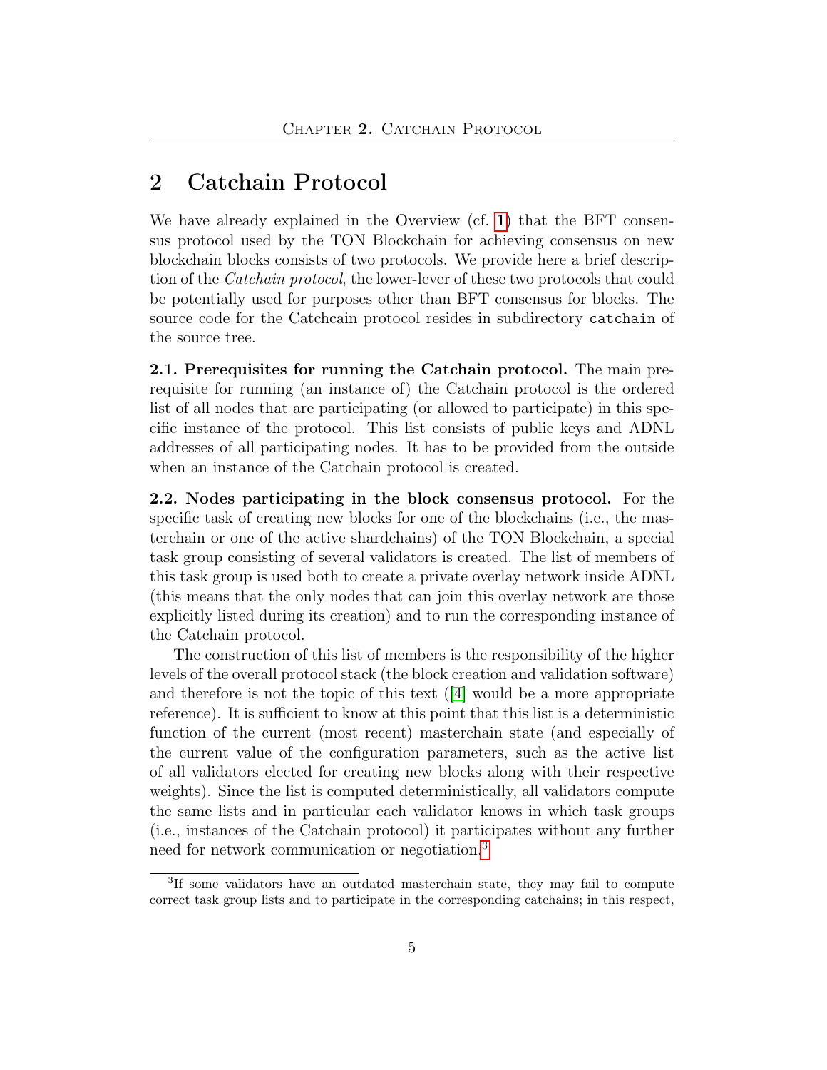# 2 Catchain Protocol

We have already explained in the Overview (cf. 1) that the BFT consensus protocol used by the TON Blockchain for achieving consensus on new blockchain blocks consists of two protocols. We provide here a brief description of the *Catchain protocol*, the lower-lever of these two protocols that could be potentially used for purposes other than BFT consensus for blocks. The source code for the Catchcain protocol resides in subdirectory `catchain` of the source tree.

**2.1. Prerequisites for running the Catchain protocol.** The main prerequisite for running (an instance of) the Catchain protocol is the ordered list of all nodes that are participating (or allowed to participate) in this specific instance of the protocol. This list consists of public keys and ADNL addresses of all participating nodes. It has to be provided from the outside when an instance of the Catchain protocol is created.

**2.2. Nodes participating in the block consensus protocol.** For the specific task of creating new blocks for one of the blockchains (i.e., the masterchain or one of the active shardchains) of the TON Blockchain, a special task group consisting of several validators is created. The list of members of this task group is used both to create a private overlay network inside ADNL (this means that the only nodes that can join this overlay network are those explicitly listed during its creation) and to run the corresponding instance of the Catchain protocol.

The construction of this list of members is the responsibility of the higher levels of the overall protocol stack (the block creation and validation software) and therefore is not the topic of this text ([4] would be a more appropriate reference). It is sufficient to know at this point that this list is a deterministic function of the current (most recent) masterchain state (and especially of the current value of the configuration parameters, such as the active list of all validators elected for creating new blocks along with their respective weights). Since the list is computed deterministically, all validators compute the same lists and in particular each validator knows in which task groups (i.e., instances of the Catchain protocol) it participates without any further need for network communication or negotiation.[3]

[3] If some validators have an outdated masterchain state, they may fail to compute correct task group lists and to participate in the corresponding catchains; in this respect,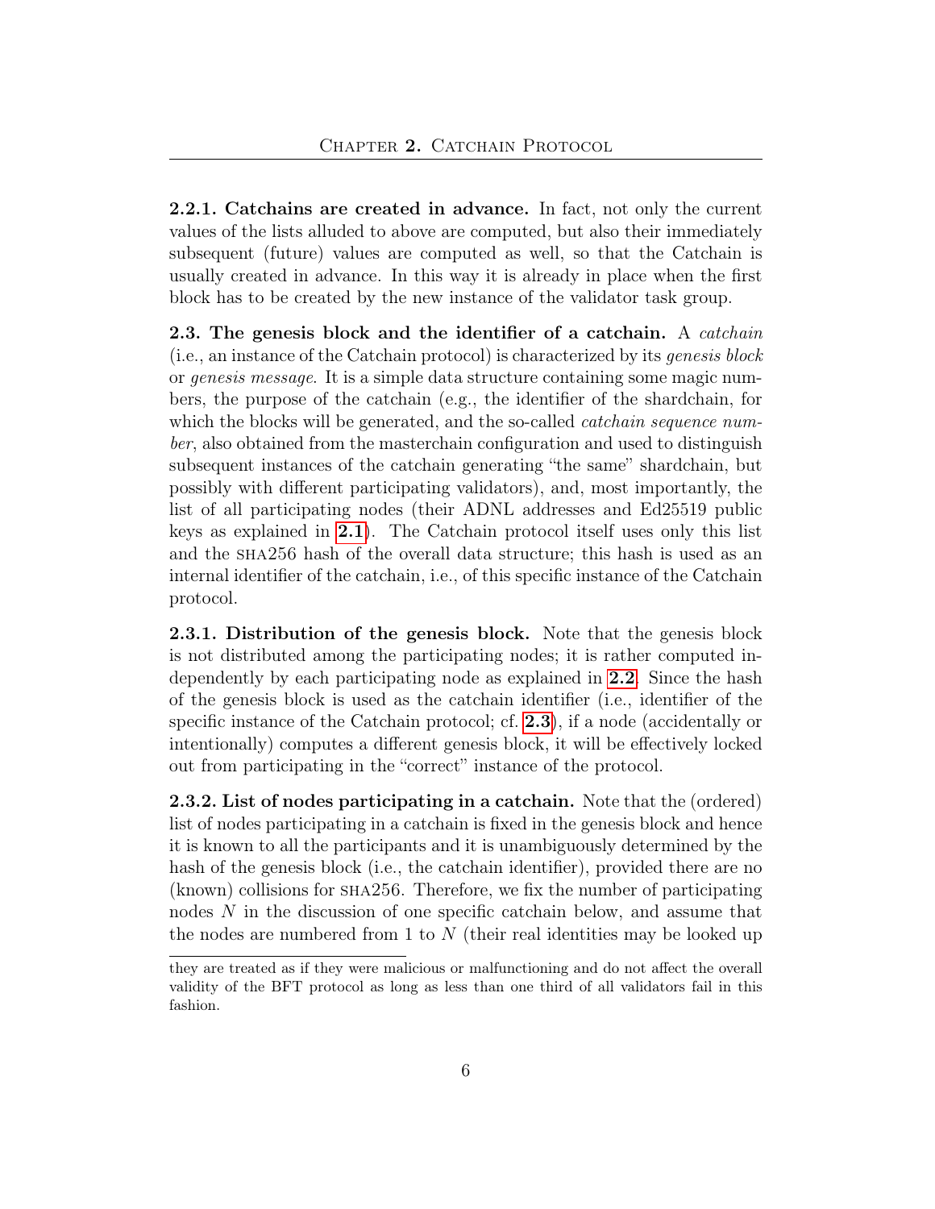**2.2.1. Catchains are created in advance.** In fact, not only the current values of the lists alluded to above are computed, but also their immediately subsequent (future) values are computed as well, so that the Catchain is usually created in advance. In this way it is already in place when the first block has to be created by the new instance of the validator task group.

**2.3. The genesis block and the identifier of a catchain.** A *catchain* (i.e., an instance of the Catchain protocol) is characterized by its *genesis block* or *genesis message*. It is a simple data structure containing some magic numbers, the purpose of the catchain (e.g., the identifier of the shardchain, for which the blocks will be generated, and the so-called *catchain sequence number*, also obtained from the masterchain configuration and used to distinguish subsequent instances of the catchain generating "the same" shardchain, but possibly with different participating validators), and, most importantly, the list of all participating nodes (their ADNL addresses and Ed25519 public keys as explained in **2.1**). The Catchain protocol itself uses only this list and the SHA256 hash of the overall data structure; this hash is used as an internal identifier of the catchain, i.e., of this specific instance of the Catchain protocol.

**2.3.1. Distribution of the genesis block.** Note that the genesis block is not distributed among the participating nodes; it is rather computed independently by each participating node as explained in **2.2**. Since the hash of the genesis block is used as the catchain identifier (i.e., identifier of the specific instance of the Catchain protocol; cf. **2.3**), if a node (accidentally or intentionally) computes a different genesis block, it will be effectively locked out from participating in the "correct" instance of the protocol.

**2.3.2. List of nodes participating in a catchain.** Note that the (ordered) list of nodes participating in a catchain is fixed in the genesis block and hence it is known to all the participants and it is unambiguously determined by the hash of the genesis block (i.e., the catchain identifier), provided there are no (known) collisions for SHA256. Therefore, we fix the number of participating nodes $N$ in the discussion of one specific catchain below, and assume that the nodes are numbered from 1 to $N$ (their real identities may be looked up

---

they are treated as if they were malicious or malfunctioning and do not affect the overall validity of the BFT protocol as long as less than one third of all validators fail in this fashion.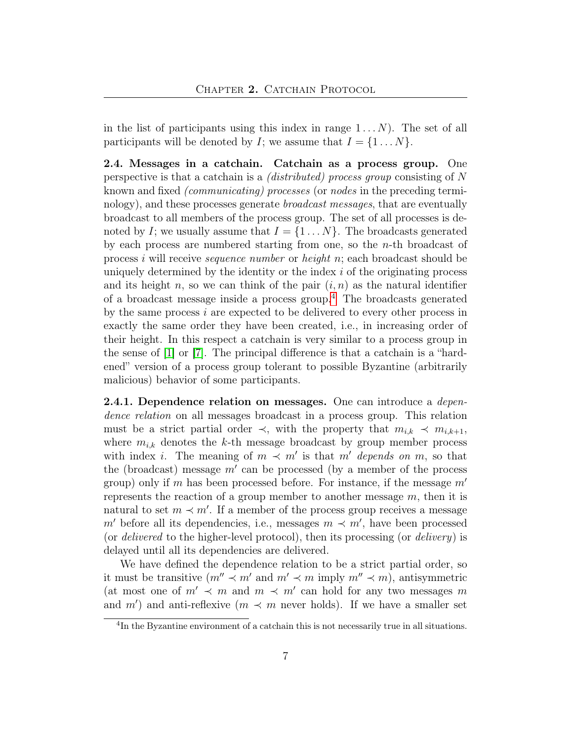in the list of participants using this index in range $1 \dots N$). The set of all participants will be denoted by $I$; we assume that $I = \{1 \dots N\}$.

**2.4. Messages in a catchain. Catchain as a process group.** One perspective is that a catchain is a *(distributed) process group* consisting of $N$ known and fixed *(communicating) processes* (or *nodes* in the preceding terminology), and these processes generate *broadcast messages*, that are eventually broadcast to all members of the process group. The set of all processes is denoted by $I$; we usually assume that $I = \{1 \dots N\}$. The broadcasts generated by each process are numbered starting from one, so the $n$-th broadcast of process $i$ will receive *sequence number* or *height* $n$; each broadcast should be uniquely determined by the identity or the index $i$ of the originating process and its height $n$, so we can think of the pair $(i, n)$ as the natural identifier of a broadcast message inside a process group.[4] The broadcasts generated by the same process $i$ are expected to be delivered to every other process in exactly the same order they have been created, i.e., in increasing order of their height. In this respect a catchain is very similar to a process group in the sense of [1] or [7]. The principal difference is that a catchain is a "hardened" version of a process group tolerant to possible Byzantine (arbitrarily malicious) behavior of some participants.

**2.4.1. Dependence relation on messages.** One can introduce a *dependence relation* on all messages broadcast in a process group. This relation must be a strict partial order $\prec$, with the property that $m_{i,k} \prec m_{i,k+1}$, where $m_{i,k}$ denotes the $k$-th message broadcast by group member process with index $i$. The meaning of $m \prec m'$ is that $m'$ *depends on* $m$, so that the (broadcast) message $m'$ can be processed (by a member of the process group) only if $m$ has been processed before. For instance, if the message $m'$ represents the reaction of a group member to another message $m$, then it is natural to set $m \prec m'$. If a member of the process group receives a message $m'$ before all its dependencies, i.e., messages $m \prec m'$, have been processed (or *delivered* to the higher-level protocol), then its processing (or *delivery*) is delayed until all its dependencies are delivered.

We have defined the dependence relation to be a strict partial order, so it must be transitive ($m'' \prec m'$ and $m' \prec m$ imply $m'' \prec m$), antisymmetric (at most one of $m' \prec m$ and $m \prec m'$ can hold for any two messages $m$ and $m'$) and anti-reflexive ($m \prec m$ never holds). If we have a smaller set

[4] In the Byzantine environment of a catchain this is not necessarily true in all situations.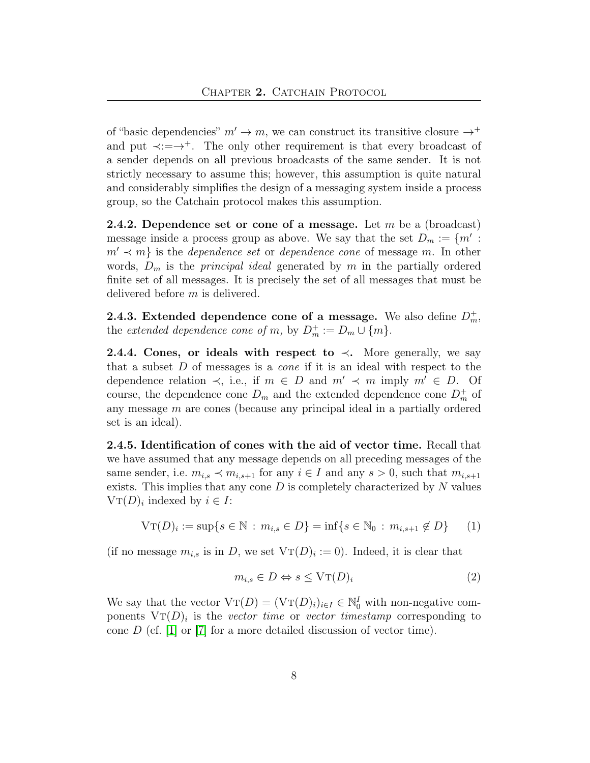of "basic dependencies" $m' \to m$, we can construct its transitive closure $\to^+$ and put $\prec := \to^+$. The only other requirement is that every broadcast of a sender depends on all previous broadcasts of the same sender. It is not strictly necessary to assume this; however, this assumption is quite natural and considerably simplifies the design of a messaging system inside a process group, so the Catchain protocol makes this assumption.

**2.4.2. Dependence set or cone of a message.** Let $m$ be a (broadcast) message inside a process group as above. We say that the set $D_m := \{m' : m' \prec m\}$ is the *dependence set* or *dependence cone* of message $m$. In other words, $D_m$ is the *principal ideal* generated by $m$ in the partially ordered finite set of all messages. It is precisely the set of all messages that must be delivered before $m$ is delivered.

**2.4.3. Extended dependence cone of a message.** We also define $D_m^+$, the *extended dependence cone of* $m$, by $D_m^+ := D_m \cup \{m\}$.

**2.4.4. Cones, or ideals with respect to $\prec$.** More generally, we say that a subset $D$ of messages is a *cone* if it is an ideal with respect to the dependence relation $\prec$, i.e., if $m \in D$ and $m' \prec m$ imply $m' \in D$. Of course, the dependence cone $D_m$ and the extended dependence cone $D_m^+$ of any message $m$ are cones (because any principal ideal in a partially ordered set is an ideal).

**2.4.5. Identification of cones with the aid of vector time.** Recall that we have assumed that any message depends on all preceding messages of the same sender, i.e. $m_{i,s} \prec m_{i,s+1}$ for any $i \in I$ and any $s > 0$, such that $m_{i,s+1}$ exists. This implies that any cone $D$ is completely characterized by $N$ values $\mathrm{VT}(D)_i$ indexed by $i \in I$:

$$\mathrm{VT}(D)_i := \sup\{s \in \mathbb{N} : m_{i,s} \in D\} = \inf\{s \in \mathbb{N}_0 : m_{i,s+1} \notin D\} \qquad (1)$$

(if no message $m_{i,s}$ is in $D$, we set $\mathrm{VT}(D)_i := 0$). Indeed, it is clear that

$$m_{i,s} \in D \Leftrightarrow s \leq \mathrm{VT}(D)_i \qquad (2)$$

We say that the vector $\mathrm{VT}(D) = (\mathrm{VT}(D)_i)_{i \in I} \in \mathbb{N}_0^I$ with non-negative components $\mathrm{VT}(D)_i$ is the *vector time* or *vector timestamp* corresponding to cone $D$ (cf. [1] or [7] for a more detailed discussion of vector time).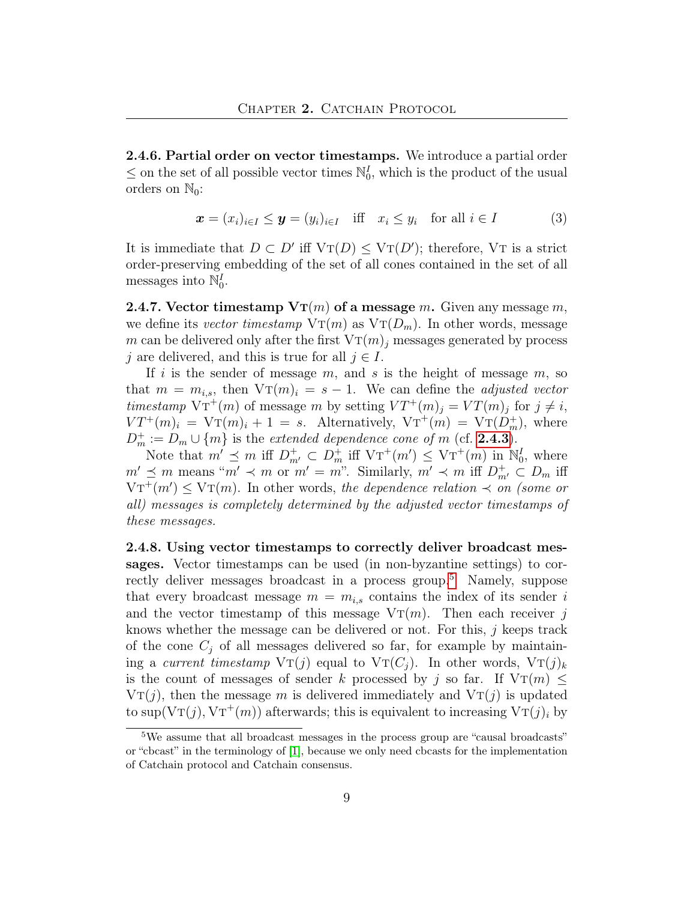**2.4.6. Partial order on vector timestamps.** We introduce a partial order $\leq$ on the set of all possible vector times $\mathbb{N}_0^I$, which is the product of the usual orders on $\mathbb{N}_0$:

$$\boldsymbol{x} = (x_i)_{i \in I} \leq \boldsymbol{y} = (y_i)_{i \in I} \quad \text{iff} \quad x_i \leq y_i \quad \text{for all } i \in I \tag{3}$$

It is immediate that $D \subset D'$ iff $\mathrm{VT}(D) \leq \mathrm{VT}(D')$; therefore, $\mathrm{VT}$ is a strict order-preserving embedding of the set of all cones contained in the set of all messages into $\mathbb{N}_0^I$.

**2.4.7. Vector timestamp $\mathrm{VT}(m)$ of a message $m$.** Given any message $m$, we define its *vector timestamp* $\mathrm{VT}(m)$ as $\mathrm{VT}(D_m)$. In other words, message $m$ can be delivered only after the first $\mathrm{VT}(m)_j$ messages generated by process $j$ are delivered, and this is true for all $j \in I$.

If $i$ is the sender of message $m$, and $s$ is the height of message $m$, so that $m = m_{i,s}$, then $\mathrm{VT}(m)_i = s - 1$. We can define the *adjusted vector timestamp* $\mathrm{VT}^+(m)$ of message $m$ by setting $VT^+(m)_j = VT(m)_j$ for $j \neq i$, $VT^+(m)_i = \mathrm{VT}(m)_i + 1 = s$. Alternatively, $\mathrm{VT}^+(m) = \mathrm{VT}(D_m^+)$, where $D_m^+ := D_m \cup \{m\}$ is the *extended dependence cone of* $m$ (cf. **2.4.3**).

Note that $m' \preceq m$ iff $D_{m'}^+ \subset D_m^+$ iff $\mathrm{VT}^+(m') \leq \mathrm{VT}^+(m)$ in $\mathbb{N}_0^I$, where $m' \preceq m$ means "$m' \prec m$ or $m' = m$". Similarly, $m' \prec m$ iff $D_{m'}^+ \subset D_m$ iff $\mathrm{VT}^+(m') \leq \mathrm{VT}(m)$. In other words, *the dependence relation $\prec$ on (some or all) messages is completely determined by the adjusted vector timestamps of these messages.*

**2.4.8. Using vector timestamps to correctly deliver broadcast messages.** Vector timestamps can be used (in non-byzantine settings) to correctly deliver messages broadcast in a process group.[5] Namely, suppose that every broadcast message $m = m_{i,s}$ contains the index of its sender $i$ and the vector timestamp of this message $\mathrm{VT}(m)$. Then each receiver $j$ knows whether the message can be delivered or not. For this, $j$ keeps track of the cone $C_j$ of all messages delivered so far, for example by maintaining a *current timestamp* $\mathrm{VT}(j)$ equal to $\mathrm{VT}(C_j)$. In other words, $\mathrm{VT}(j)_k$ is the count of messages of sender $k$ processed by $j$ so far. If $\mathrm{VT}(m) \leq \mathrm{VT}(j)$, then the message $m$ is delivered immediately and $\mathrm{VT}(j)$ is updated to $\sup(\mathrm{VT}(j), \mathrm{VT}^+(m))$ afterwards; this is equivalent to increasing $\mathrm{VT}(j)_i$ by

[5] We assume that all broadcast messages in the process group are "causal broadcasts" or "cbcast" in the terminology of [1], because we only need cbcasts for the implementation of Catchain protocol and Catchain consensus.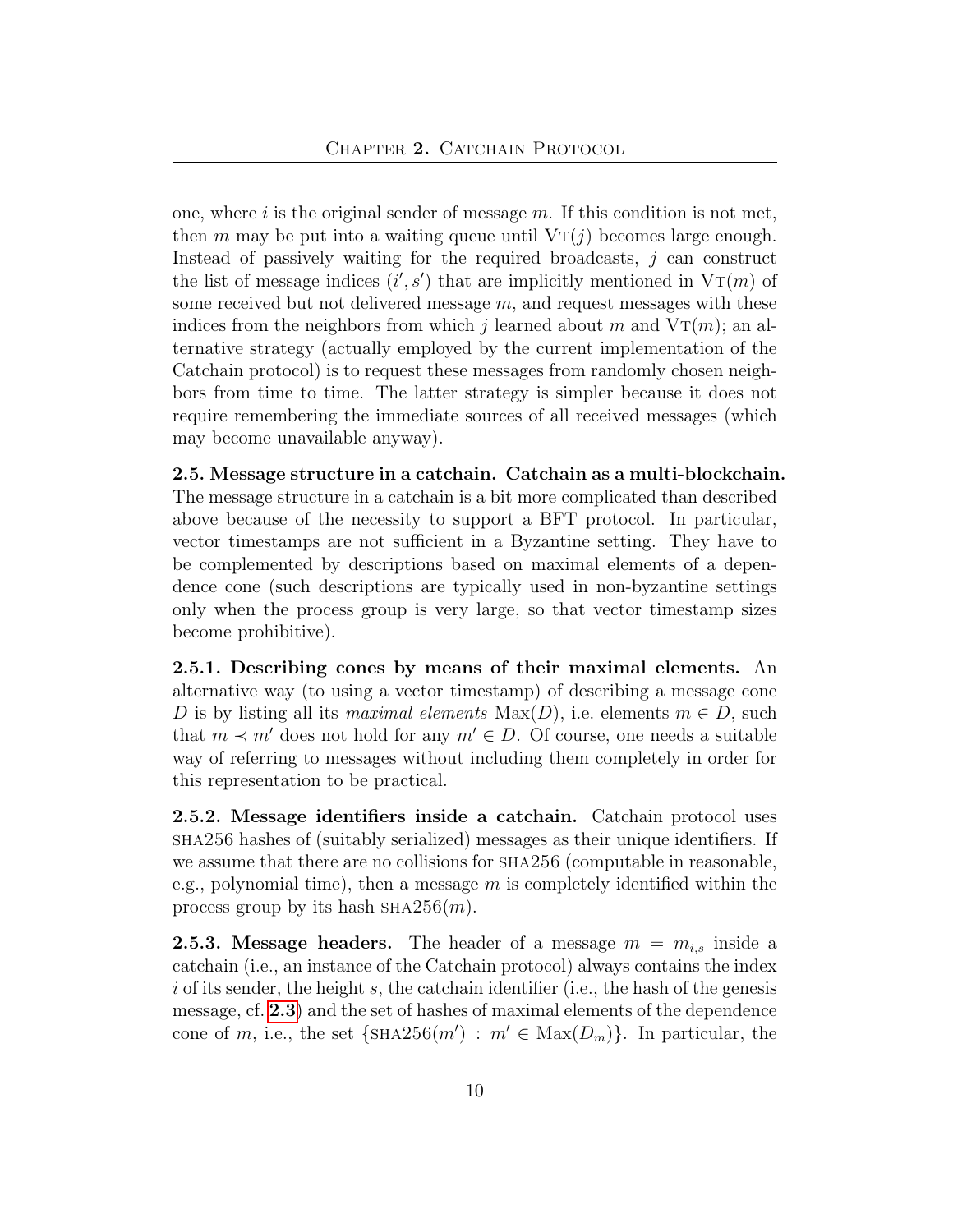one, where $i$ is the original sender of message $m$. If this condition is not met, then $m$ may be put into a waiting queue until $\text{VT}(j)$ becomes large enough. Instead of passively waiting for the required broadcasts, $j$ can construct the list of message indices $(i', s')$ that are implicitly mentioned in $\text{VT}(m)$ of some received but not delivered message $m$, and request messages with these indices from the neighbors from which $j$ learned about $m$ and $\text{VT}(m)$; an alternative strategy (actually employed by the current implementation of the Catchain protocol) is to request these messages from randomly chosen neighbors from time to time. The latter strategy is simpler because it does not require remembering the immediate sources of all received messages (which may become unavailable anyway).

**2.5. Message structure in a catchain. Catchain as a multi-blockchain.** The message structure in a catchain is a bit more complicated than described above because of the necessity to support a BFT protocol. In particular, vector timestamps are not sufficient in a Byzantine setting. They have to be complemented by descriptions based on maximal elements of a dependence cone (such descriptions are typically used in non-byzantine settings only when the process group is very large, so that vector timestamp sizes become prohibitive).

**2.5.1. Describing cones by means of their maximal elements.** An alternative way (to using a vector timestamp) of describing a message cone $D$ is by listing all its *maximal elements* $\text{Max}(D)$, i.e. elements $m \in D$, such that $m \prec m'$ does not hold for any $m' \in D$. Of course, one needs a suitable way of referring to messages without including them completely in order for this representation to be practical.

**2.5.2. Message identifiers inside a catchain.** Catchain protocol uses SHA256 hashes of (suitably serialized) messages as their unique identifiers. If we assume that there are no collisions for SHA256 (computable in reasonable, e.g., polynomial time), then a message $m$ is completely identified within the process group by its hash $\text{SHA256}(m)$.

**2.5.3. Message headers.** The header of a message $m = m_{i,s}$ inside a catchain (i.e., an instance of the Catchain protocol) always contains the index $i$ of its sender, the height $s$, the catchain identifier (i.e., the hash of the genesis message, cf. **2.3**) and the set of hashes of maximal elements of the dependence cone of $m$, i.e., the set $\{\text{SHA256}(m') : m' \in \text{Max}(D_m)\}$. In particular, the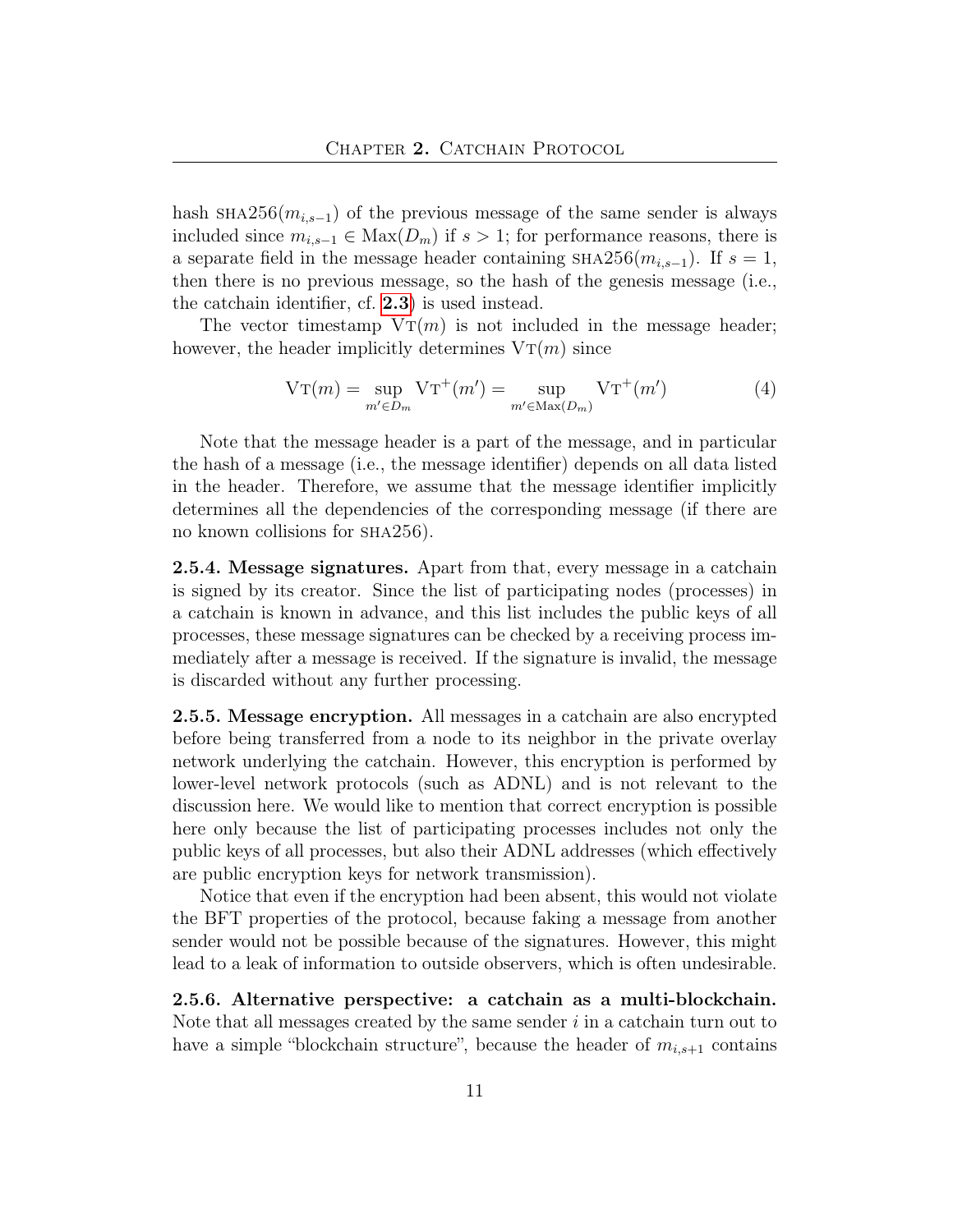hash $\text{SHA256}(m_{i,s-1})$ of the previous message of the same sender is always included since $m_{i,s-1} \in \text{Max}(D_m)$ if $s > 1$; for performance reasons, there is a separate field in the message header containing $\text{SHA256}(m_{i,s-1})$. If $s = 1$, then there is no previous message, so the hash of the genesis message (i.e., the catchain identifier, cf. **2.3**) is used instead.

The vector timestamp $\text{VT}(m)$ is not included in the message header; however, the header implicitly determines $\text{VT}(m)$ since

$$\text{VT}(m) = \sup_{m' \in D_m} \text{VT}^+(m') = \sup_{m' \in \text{Max}(D_m)} \text{VT}^+(m') \tag{4}$$

Note that the message header is a part of the message, and in particular the hash of a message (i.e., the message identifier) depends on all data listed in the header. Therefore, we assume that the message identifier implicitly determines all the dependencies of the corresponding message (if there are no known collisions for SHA256).

**2.5.4. Message signatures.** Apart from that, every message in a catchain is signed by its creator. Since the list of participating nodes (processes) in a catchain is known in advance, and this list includes the public keys of all processes, these message signatures can be checked by a receiving process immediately after a message is received. If the signature is invalid, the message is discarded without any further processing.

**2.5.5. Message encryption.** All messages in a catchain are also encrypted before being transferred from a node to its neighbor in the private overlay network underlying the catchain. However, this encryption is performed by lower-level network protocols (such as ADNL) and is not relevant to the discussion here. We would like to mention that correct encryption is possible here only because the list of participating processes includes not only the public keys of all processes, but also their ADNL addresses (which effectively are public encryption keys for network transmission).

Notice that even if the encryption had been absent, this would not violate the BFT properties of the protocol, because faking a message from another sender would not be possible because of the signatures. However, this might lead to a leak of information to outside observers, which is often undesirable.

**2.5.6. Alternative perspective: a catchain as a multi-blockchain.** Note that all messages created by the same sender $i$ in a catchain turn out to have a simple "blockchain structure", because the header of $m_{i,s+1}$ contains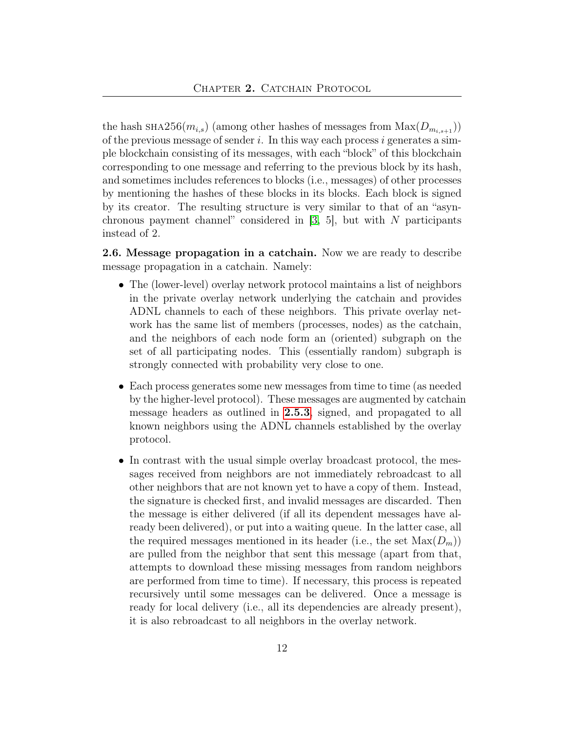the hash $\text{SHA256}(m_{i,s})$ (among other hashes of messages from $\text{Max}(D_{m_{i,s+1}})$) of the previous message of sender $i$. In this way each process $i$ generates a simple blockchain consisting of its messages, with each "block" of this blockchain corresponding to one message and referring to the previous block by its hash, and sometimes includes references to blocks (i.e., messages) of other processes by mentioning the hashes of these blocks in its blocks. Each block is signed by its creator. The resulting structure is very similar to that of an "asynchronous payment channel" considered in [3, 5], but with $N$ participants instead of 2.

**2.6. Message propagation in a catchain.** Now we are ready to describe message propagation in a catchain. Namely:

- The (lower-level) overlay network protocol maintains a list of neighbors in the private overlay network underlying the catchain and provides ADNL channels to each of these neighbors. This private overlay network has the same list of members (processes, nodes) as the catchain, and the neighbors of each node form an (oriented) subgraph on the set of all participating nodes. This (essentially random) subgraph is strongly connected with probability very close to one.
- Each process generates some new messages from time to time (as needed by the higher-level protocol). These messages are augmented by catchain message headers as outlined in **2.5.3**, signed, and propagated to all known neighbors using the ADNL channels established by the overlay protocol.
- In contrast with the usual simple overlay broadcast protocol, the messages received from neighbors are not immediately rebroadcast to all other neighbors that are not known yet to have a copy of them. Instead, the signature is checked first, and invalid messages are discarded. Then the message is either delivered (if all its dependent messages have already been delivered), or put into a waiting queue. In the latter case, all the required messages mentioned in its header (i.e., the set $\text{Max}(D_m)$) are pulled from the neighbor that sent this message (apart from that, attempts to download these missing messages from random neighbors are performed from time to time). If necessary, this process is repeated recursively until some messages can be delivered. Once a message is ready for local delivery (i.e., all its dependencies are already present), it is also rebroadcast to all neighbors in the overlay network.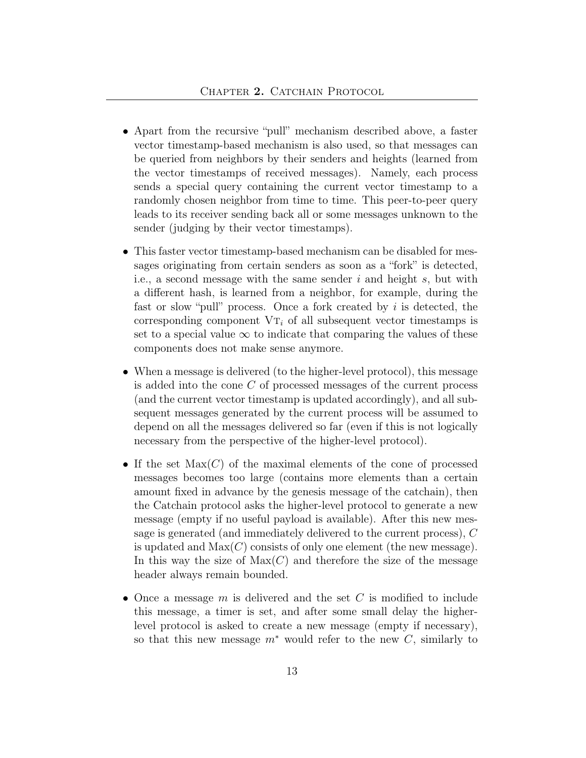- Apart from the recursive "pull" mechanism described above, a faster vector timestamp-based mechanism is also used, so that messages can be queried from neighbors by their senders and heights (learned from the vector timestamps of received messages). Namely, each process sends a special query containing the current vector timestamp to a randomly chosen neighbor from time to time. This peer-to-peer query leads to its receiver sending back all or some messages unknown to the sender (judging by their vector timestamps).

- This faster vector timestamp-based mechanism can be disabled for messages originating from certain senders as soon as a "fork" is detected, i.e., a second message with the same sender $i$ and height $s$, but with a different hash, is learned from a neighbor, for example, during the fast or slow "pull" process. Once a fork created by $i$ is detected, the corresponding component $\mathrm{VT}_i$ of all subsequent vector timestamps is set to a special value $\infty$ to indicate that comparing the values of these components does not make sense anymore.

- When a message is delivered (to the higher-level protocol), this message is added into the cone $C$ of processed messages of the current process (and the current vector timestamp is updated accordingly), and all subsequent messages generated by the current process will be assumed to depend on all the messages delivered so far (even if this is not logically necessary from the perspective of the higher-level protocol).

- If the set $\mathrm{Max}(C)$ of the maximal elements of the cone of processed messages becomes too large (contains more elements than a certain amount fixed in advance by the genesis message of the catchain), then the Catchain protocol asks the higher-level protocol to generate a new message (empty if no useful payload is available). After this new message is generated (and immediately delivered to the current process), $C$ is updated and $\mathrm{Max}(C)$ consists of only one element (the new message). In this way the size of $\mathrm{Max}(C)$ and therefore the size of the message header always remain bounded.

- Once a message $m$ is delivered and the set $C$ is modified to include this message, a timer is set, and after some small delay the higher-level protocol is asked to create a new message (empty if necessary), so that this new message $m^*$ would refer to the new $C$, similarly to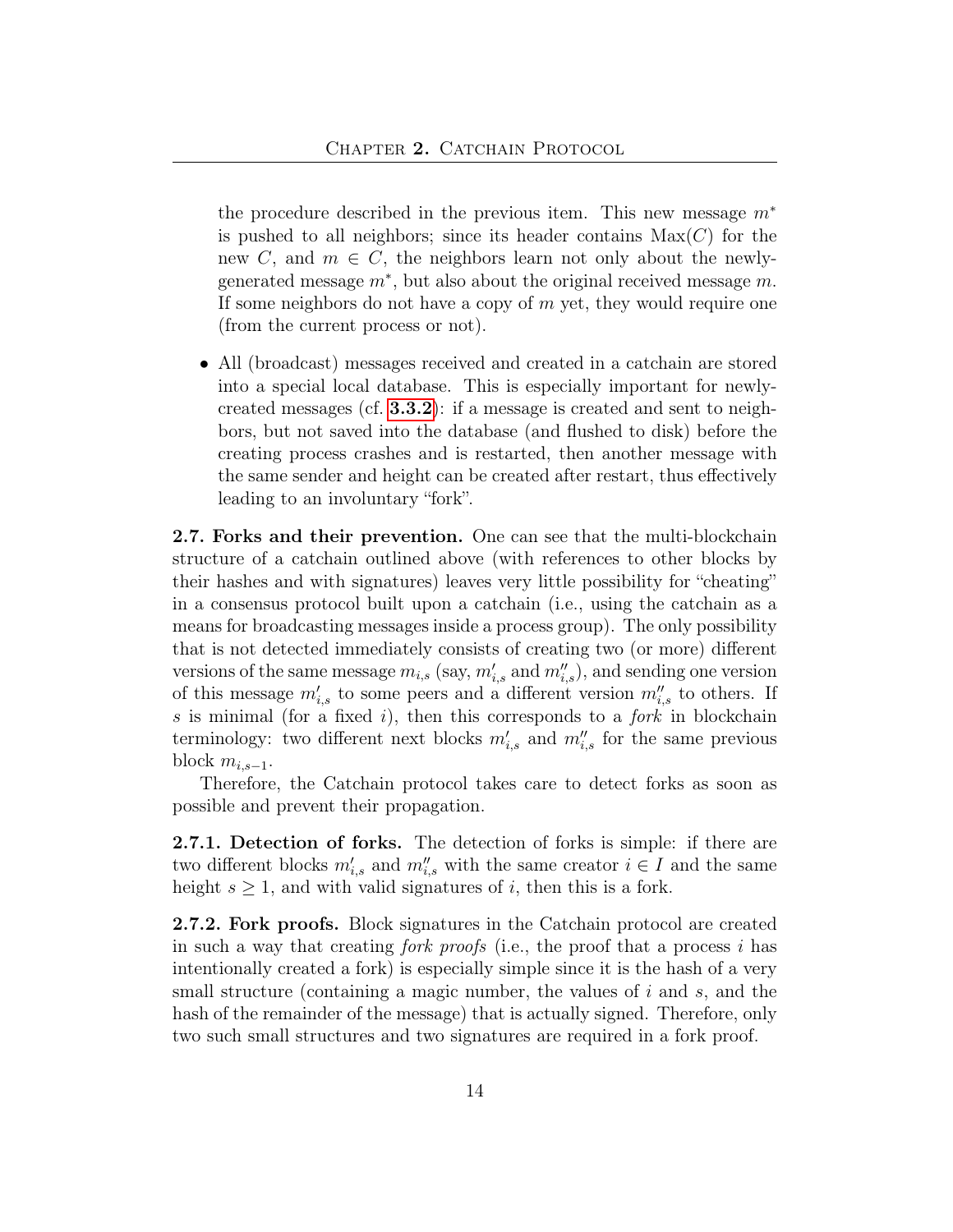the procedure described in the previous item. This new message $m^*$ is pushed to all neighbors; since its header contains $\mathrm{Max}(C)$ for the new $C$, and $m \in C$, the neighbors learn not only about the newly-generated message $m^*$, but also about the original received message $m$. If some neighbors do not have a copy of $m$ yet, they would require one (from the current process or not).

- All (broadcast) messages received and created in a catchain are stored into a special local database. This is especially important for newly-created messages (cf. **3.3.2**): if a message is created and sent to neighbors, but not saved into the database (and flushed to disk) before the creating process crashes and is restarted, then another message with the same sender and height can be created after restart, thus effectively leading to an involuntary "fork".

**2.7. Forks and their prevention.** One can see that the multi-blockchain structure of a catchain outlined above (with references to other blocks by their hashes and with signatures) leaves very little possibility for "cheating" in a consensus protocol built upon a catchain (i.e., using the catchain as a means for broadcasting messages inside a process group). The only possibility that is not detected immediately consists of creating two (or more) different versions of the same message $m_{i,s}$ (say, $m'_{i,s}$ and $m''_{i,s}$), and sending one version of this message $m'_{i,s}$ to some peers and a different version $m''_{i,s}$ to others. If $s$ is minimal (for a fixed $i$), then this corresponds to a *fork* in blockchain terminology: two different next blocks $m'_{i,s}$ and $m''_{i,s}$ for the same previous block $m_{i,s-1}$.

Therefore, the Catchain protocol takes care to detect forks as soon as possible and prevent their propagation.

**2.7.1. Detection of forks.** The detection of forks is simple: if there are two different blocks $m'_{i,s}$ and $m''_{i,s}$ with the same creator $i \in I$ and the same height $s \geq 1$, and with valid signatures of $i$, then this is a fork.

**2.7.2. Fork proofs.** Block signatures in the Catchain protocol are created in such a way that creating *fork proofs* (i.e., the proof that a process $i$ has intentionally created a fork) is especially simple since it is the hash of a very small structure (containing a magic number, the values of $i$ and $s$, and the hash of the remainder of the message) that is actually signed. Therefore, only two such small structures and two signatures are required in a fork proof.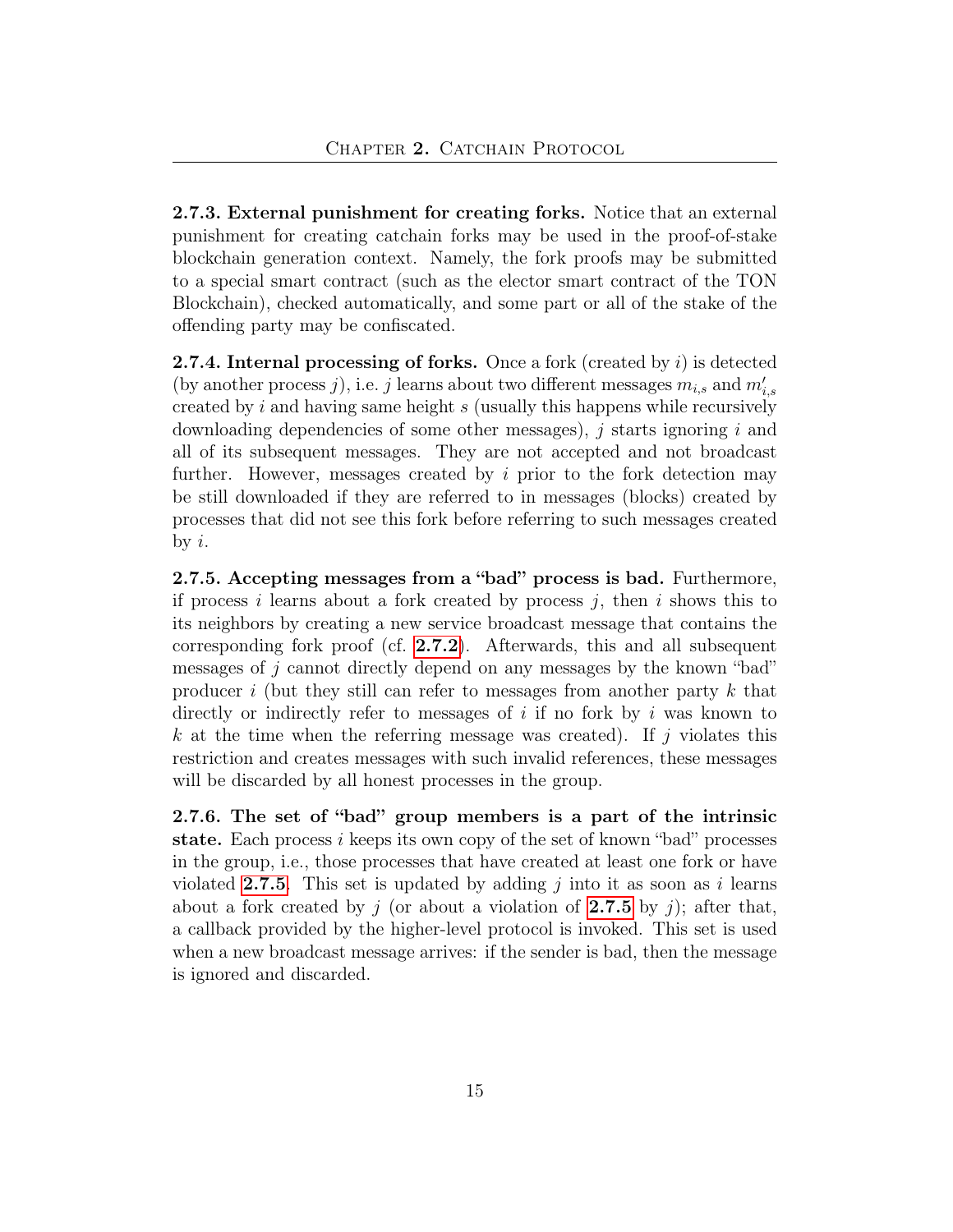**2.7.3. External punishment for creating forks.** Notice that an external punishment for creating catchain forks may be used in the proof-of-stake blockchain generation context. Namely, the fork proofs may be submitted to a special smart contract (such as the elector smart contract of the TON Blockchain), checked automatically, and some part or all of the stake of the offending party may be confiscated.

**2.7.4. Internal processing of forks.** Once a fork (created by $i$) is detected (by another process $j$), i.e. $j$ learns about two different messages $m_{i,s}$ and $m'_{i,s}$ created by $i$ and having same height $s$ (usually this happens while recursively downloading dependencies of some other messages), $j$ starts ignoring $i$ and all of its subsequent messages. They are not accepted and not broadcast further. However, messages created by $i$ prior to the fork detection may be still downloaded if they are referred to in messages (blocks) created by processes that did not see this fork before referring to such messages created by $i$.

**2.7.5. Accepting messages from a "bad" process is bad.** Furthermore, if process $i$ learns about a fork created by process $j$, then $i$ shows this to its neighbors by creating a new service broadcast message that contains the corresponding fork proof (cf. **2.7.2**). Afterwards, this and all subsequent messages of $j$ cannot directly depend on any messages by the known "bad" producer $i$ (but they still can refer to messages from another party $k$ that directly or indirectly refer to messages of $i$ if no fork by $i$ was known to $k$ at the time when the referring message was created). If $j$ violates this restriction and creates messages with such invalid references, these messages will be discarded by all honest processes in the group.

**2.7.6. The set of "bad" group members is a part of the intrinsic state.** Each process $i$ keeps its own copy of the set of known "bad" processes in the group, i.e., those processes that have created at least one fork or have violated **2.7.5**. This set is updated by adding $j$ into it as soon as $i$ learns about a fork created by $j$ (or about a violation of **2.7.5** by $j$); after that, a callback provided by the higher-level protocol is invoked. This set is used when a new broadcast message arrives: if the sender is bad, then the message is ignored and discarded.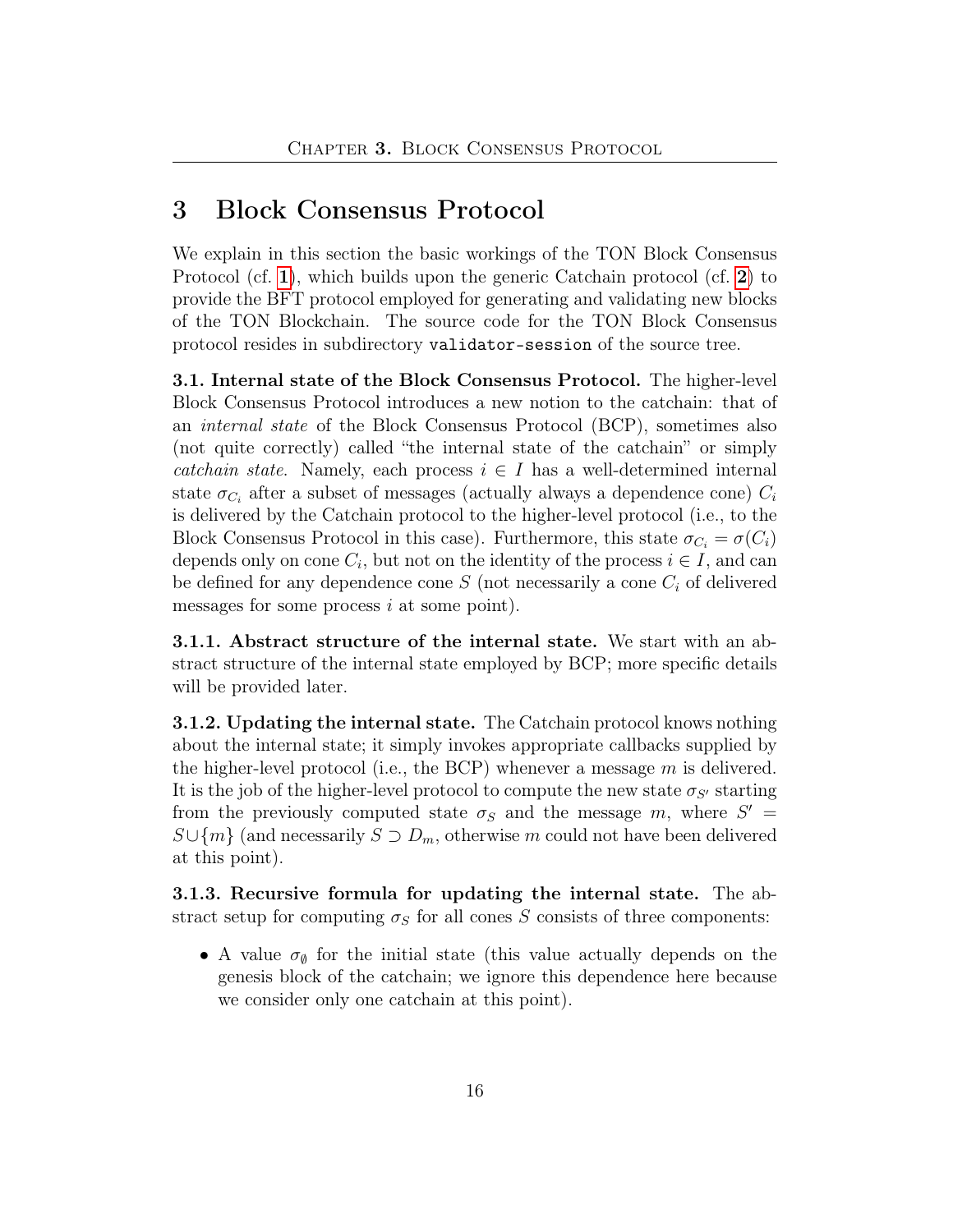# 3 Block Consensus Protocol

We explain in this section the basic workings of the TON Block Consensus Protocol (cf. **1**), which builds upon the generic Catchain protocol (cf. **2**) to provide the BFT protocol employed for generating and validating new blocks of the TON Blockchain. The source code for the TON Block Consensus protocol resides in subdirectory `validator-session` of the source tree.

**3.1. Internal state of the Block Consensus Protocol.** The higher-level Block Consensus Protocol introduces a new notion to the catchain: that of an *internal state* of the Block Consensus Protocol (BCP), sometimes also (not quite correctly) called "the internal state of the catchain" or simply *catchain state*. Namely, each process $i \in I$ has a well-determined internal state $\sigma_{C_i}$ after a subset of messages (actually always a dependence cone) $C_i$ is delivered by the Catchain protocol to the higher-level protocol (i.e., to the Block Consensus Protocol in this case). Furthermore, this state $\sigma_{C_i} = \sigma(C_i)$ depends only on cone $C_i$, but not on the identity of the process $i \in I$, and can be defined for any dependence cone $S$ (not necessarily a cone $C_i$ of delivered messages for some process $i$ at some point).

**3.1.1. Abstract structure of the internal state.** We start with an abstract structure of the internal state employed by BCP; more specific details will be provided later.

**3.1.2. Updating the internal state.** The Catchain protocol knows nothing about the internal state; it simply invokes appropriate callbacks supplied by the higher-level protocol (i.e., the BCP) whenever a message $m$ is delivered. It is the job of the higher-level protocol to compute the new state $\sigma_{S'}$ starting from the previously computed state $\sigma_S$ and the message $m$, where $S' = S \cup \{m\}$ (and necessarily $S \supset D_m$, otherwise $m$ could not have been delivered at this point).

**3.1.3. Recursive formula for updating the internal state.** The abstract setup for computing $\sigma_S$ for all cones $S$ consists of three components:

- A value $\sigma_\emptyset$ for the initial state (this value actually depends on the genesis block of the catchain; we ignore this dependence here because we consider only one catchain at this point).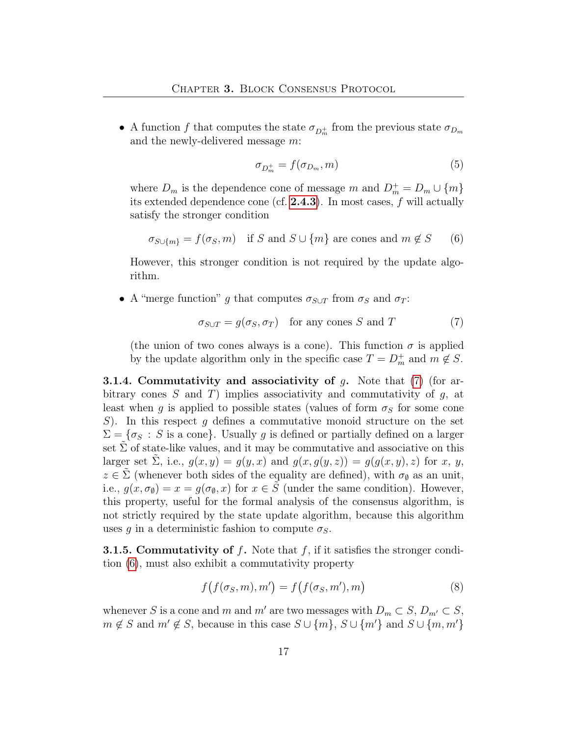- A function $f$ that computes the state $\sigma_{D_m^+}$ from the previous state $\sigma_{D_m}$ and the newly-delivered message $m$:

$$\sigma_{D_m^+} = f(\sigma_{D_m}, m) \tag{5}$$

  where $D_m$ is the dependence cone of message $m$ and $D_m^+ = D_m \cup \{m\}$ its extended dependence cone (cf. **2.4.3**). In most cases, $f$ will actually satisfy the stronger condition

$$\sigma_{S \cup \{m\}} = f(\sigma_S, m) \quad \text{if } S \text{ and } S \cup \{m\} \text{ are cones and } m \notin S \tag{6}$$

  However, this stronger condition is not required by the update algorithm.

- A "merge function" $g$ that computes $\sigma_{S \cup T}$ from $\sigma_S$ and $\sigma_T$:

$$\sigma_{S \cup T} = g(\sigma_S, \sigma_T) \quad \text{for any cones } S \text{ and } T \tag{7}$$

  (the union of two cones always is a cone). This function $\sigma$ is applied by the update algorithm only in the specific case $T = D_m^+$ and $m \notin S$.

**3.1.4. Commutativity and associativity of $g$.** Note that (7) (for arbitrary cones $S$ and $T$) implies associativity and commutativity of $g$, at least when $g$ is applied to possible states (values of form $\sigma_S$ for some cone $S$). In this respect $g$ defines a commutative monoid structure on the set $\Sigma = \{\sigma_S : S \text{ is a cone}\}$. Usually $g$ is defined or partially defined on a larger set $\tilde{\Sigma}$ of state-like values, and it may be commutative and associative on this larger set $\tilde{\Sigma}$, i.e., $g(x, y) = g(y, x)$ and $g(x, g(y, z)) = g(g(x, y), z)$ for $x$, $y$, $z \in \tilde{\Sigma}$ (whenever both sides of the equality are defined), with $\sigma_\emptyset$ as an unit, i.e., $g(x, \sigma_\emptyset) = x = g(\sigma_\emptyset, x)$ for $x \in \tilde{S}$ (under the same condition). However, this property, useful for the formal analysis of the consensus algorithm, is not strictly required by the state update algorithm, because this algorithm uses $g$ in a deterministic fashion to compute $\sigma_S$.

**3.1.5. Commutativity of $f$.** Note that $f$, if it satisfies the stronger condition (6), must also exhibit a commutativity property

$$f\big(f(\sigma_S, m), m'\big) = f\big(f(\sigma_S, m'), m\big) \tag{8}$$

whenever $S$ is a cone and $m$ and $m'$ are two messages with $D_m \subset S$, $D_{m'} \subset S$, $m \notin S$ and $m' \notin S$, because in this case $S \cup \{m\}$, $S \cup \{m'\}$ and $S \cup \{m, m'\}$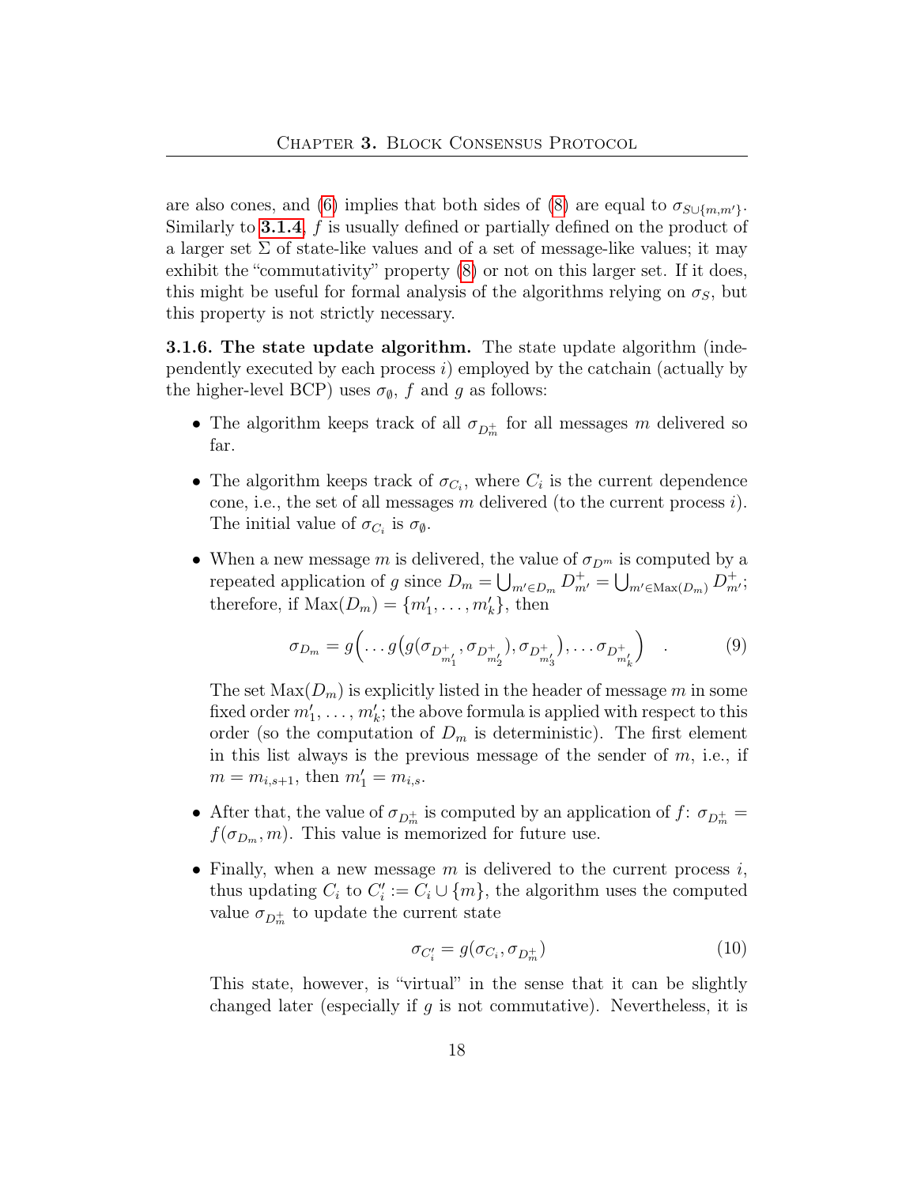are also cones, and (6) implies that both sides of (8) are equal to $\sigma_{S\cup\{m,m'\}}$. Similarly to **3.1.4**, $f$ is usually defined or partially defined on the product of a larger set $\Sigma$ of state-like values and of a set of message-like values; it may exhibit the "commutativity" property (8) or not on this larger set. If it does, this might be useful for formal analysis of the algorithms relying on $\sigma_S$, but this property is not strictly necessary.

**3.1.6. The state update algorithm.** The state update algorithm (independently executed by each process $i$) employed by the catchain (actually by the higher-level BCP) uses $\sigma_\emptyset$, $f$ and $g$ as follows:

- The algorithm keeps track of all $\sigma_{D^+_m}$ for all messages $m$ delivered so far.
- The algorithm keeps track of $\sigma_{C_i}$, where $C_i$ is the current dependence cone, i.e., the set of all messages $m$ delivered (to the current process $i$). The initial value of $\sigma_{C_i}$ is $\sigma_\emptyset$.
- When a new message $m$ is delivered, the value of $\sigma_{D^m}$ is computed by a repeated application of $g$ since $D_m = \bigcup_{m'\in D_m} D^+_{m'} = \bigcup_{m'\in \mathrm{Max}(D_m)} D^+_{m'}$; therefore, if $\mathrm{Max}(D_m) = \{m'_1, \ldots, m'_k\}$, then

$$\sigma_{D_m} = g\Big(\ldots g\big(g(\sigma_{D^+_{m'_1}}, \sigma_{D^+_{m'_2}}), \sigma_{D^+_{m'_3}}\big), \ldots \sigma_{D^+_{m'_k}}\Big) \quad . \tag{9}$$

  The set $\mathrm{Max}(D_m)$ is explicitly listed in the header of message $m$ in some fixed order $m'_1, \ldots, m'_k$; the above formula is applied with respect to this order (so the computation of $D_m$ is deterministic). The first element in this list always is the previous message of the sender of $m$, i.e., if $m = m_{i,s+1}$, then $m'_1 = m_{i,s}$.
- After that, the value of $\sigma_{D^+_m}$ is computed by an application of $f$: $\sigma_{D^+_m} = f(\sigma_{D_m}, m)$. This value is memorized for future use.
- Finally, when a new message $m$ is delivered to the current process $i$, thus updating $C_i$ to $C'_i := C_i \cup \{m\}$, the algorithm uses the computed value $\sigma_{D^+_m}$ to update the current state

$$\sigma_{C'_i} = g(\sigma_{C_i}, \sigma_{D^+_m}) \tag{10}$$

  This state, however, is "virtual" in the sense that it can be slightly changed later (especially if $g$ is not commutative). Nevertheless, it is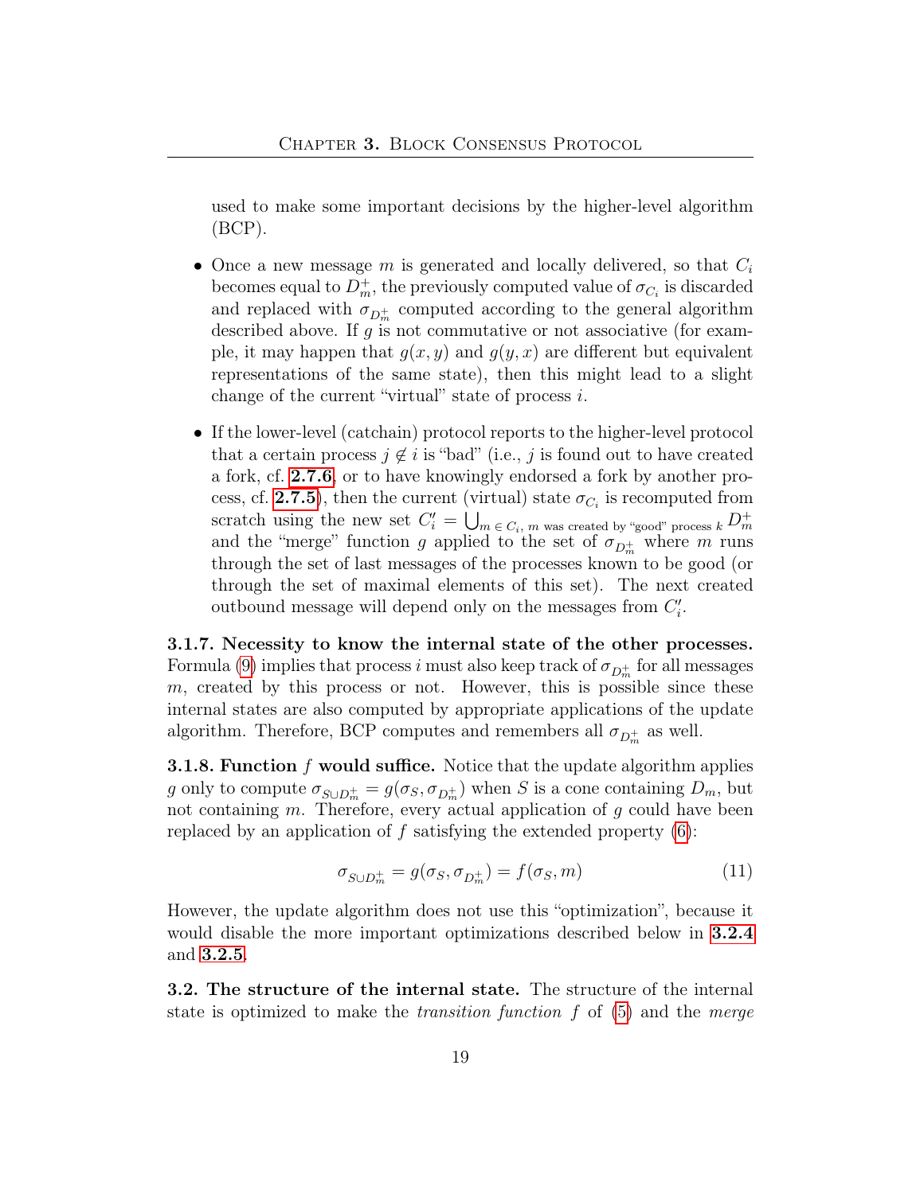used to make some important decisions by the higher-level algorithm (BCP).

- Once a new message $m$ is generated and locally delivered, so that $C_i$ becomes equal to $D_m^+$, the previously computed value of $\sigma_{C_i}$ is discarded and replaced with $\sigma_{D_m^+}$ computed according to the general algorithm described above. If $g$ is not commutative or not associative (for example, it may happen that $g(x, y)$ and $g(y, x)$ are different but equivalent representations of the same state), then this might lead to a slight change of the current "virtual" state of process $i$.

- If the lower-level (catchain) protocol reports to the higher-level protocol that a certain process $j \notin i$ is "bad" (i.e., $j$ is found out to have created a fork, cf. **2.7.6**, or to have knowingly endorsed a fork by another process, cf. **2.7.5**), then the current (virtual) state $\sigma_{C_i}$ is recomputed from scratch using the new set $C'_i = \bigcup_{m \in C_i,\, m \text{ was created by "good" process } k} D_m^+$ and the "merge" function $g$ applied to the set of $\sigma_{D_m^+}$ where $m$ runs through the set of last messages of the processes known to be good (or through the set of maximal elements of this set). The next created outbound message will depend only on the messages from $C'_i$.

**3.1.7. Necessity to know the internal state of the other processes.** Formula (9) implies that process $i$ must also keep track of $\sigma_{D_m^+}$ for all messages $m$, created by this process or not. However, this is possible since these internal states are also computed by appropriate applications of the update algorithm. Therefore, BCP computes and remembers all $\sigma_{D_m^+}$ as well.

**3.1.8. Function $f$ would suffice.** Notice that the update algorithm applies $g$ only to compute $\sigma_{S \cup D_m^+} = g(\sigma_S, \sigma_{D_m^+})$ when $S$ is a cone containing $D_m$, but not containing $m$. Therefore, every actual application of $g$ could have been replaced by an application of $f$ satisfying the extended property (6):

$$\sigma_{S \cup D_m^+} = g(\sigma_S, \sigma_{D_m^+}) = f(\sigma_S, m) \tag{11}$$

However, the update algorithm does not use this "optimization", because it would disable the more important optimizations described below in **3.2.4** and **3.2.5**.

**3.2. The structure of the internal state.** The structure of the internal state is optimized to make the *transition function* $f$ of (5) and the *merge*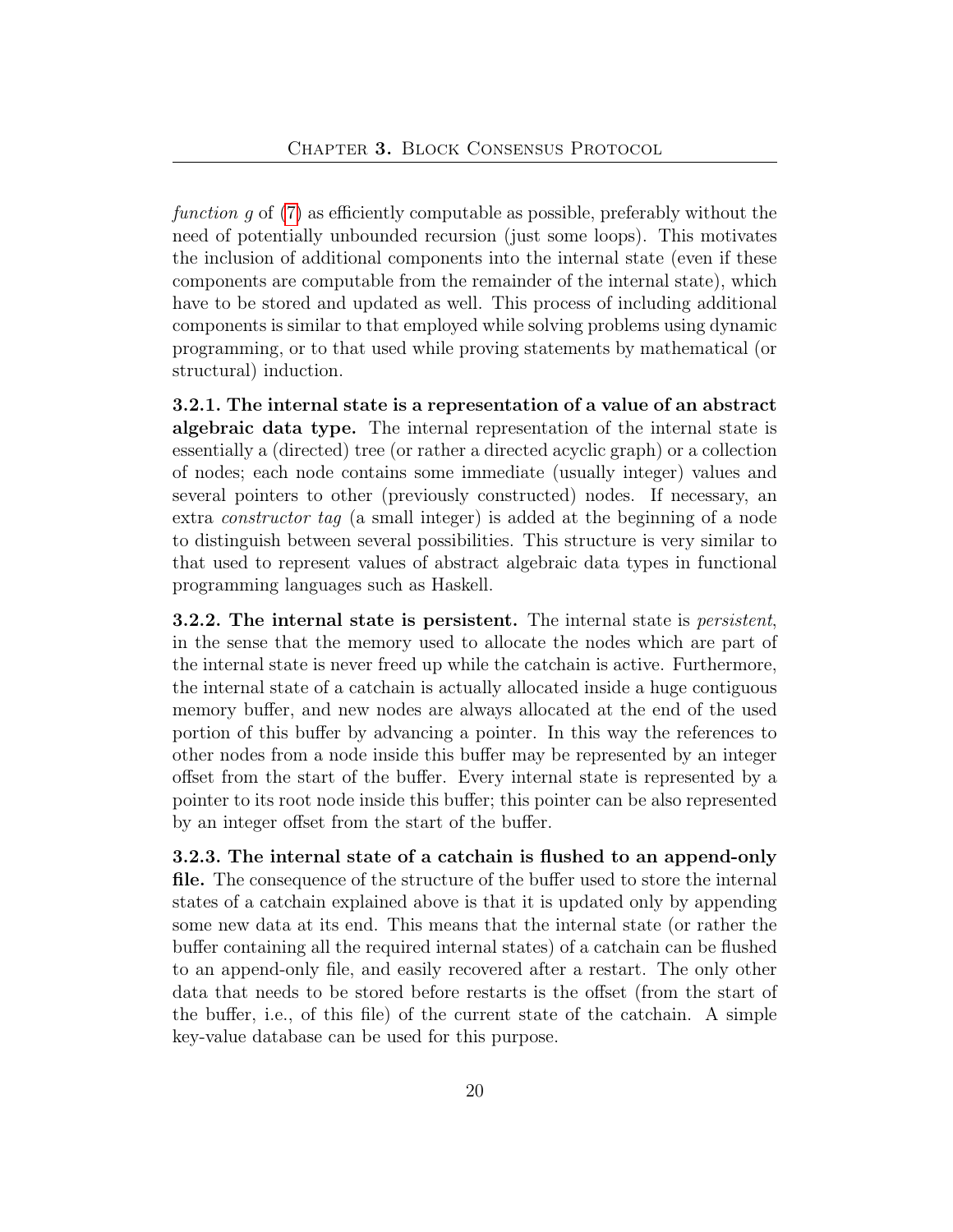*function g* of (7) as efficiently computable as possible, preferably without the need of potentially unbounded recursion (just some loops). This motivates the inclusion of additional components into the internal state (even if these components are computable from the remainder of the internal state), which have to be stored and updated as well. This process of including additional components is similar to that employed while solving problems using dynamic programming, or to that used while proving statements by mathematical (or structural) induction.

**3.2.1. The internal state is a representation of a value of an abstract algebraic data type.** The internal representation of the internal state is essentially a (directed) tree (or rather a directed acyclic graph) or a collection of nodes; each node contains some immediate (usually integer) values and several pointers to other (previously constructed) nodes. If necessary, an extra *constructor tag* (a small integer) is added at the beginning of a node to distinguish between several possibilities. This structure is very similar to that used to represent values of abstract algebraic data types in functional programming languages such as Haskell.

**3.2.2. The internal state is persistent.** The internal state is *persistent*, in the sense that the memory used to allocate the nodes which are part of the internal state is never freed up while the catchain is active. Furthermore, the internal state of a catchain is actually allocated inside a huge contiguous memory buffer, and new nodes are always allocated at the end of the used portion of this buffer by advancing a pointer. In this way the references to other nodes from a node inside this buffer may be represented by an integer offset from the start of the buffer. Every internal state is represented by a pointer to its root node inside this buffer; this pointer can be also represented by an integer offset from the start of the buffer.

**3.2.3. The internal state of a catchain is flushed to an append-only file.** The consequence of the structure of the buffer used to store the internal states of a catchain explained above is that it is updated only by appending some new data at its end. This means that the internal state (or rather the buffer containing all the required internal states) of a catchain can be flushed to an append-only file, and easily recovered after a restart. The only other data that needs to be stored before restarts is the offset (from the start of the buffer, i.e., of this file) of the current state of the catchain. A simple key-value database can be used for this purpose.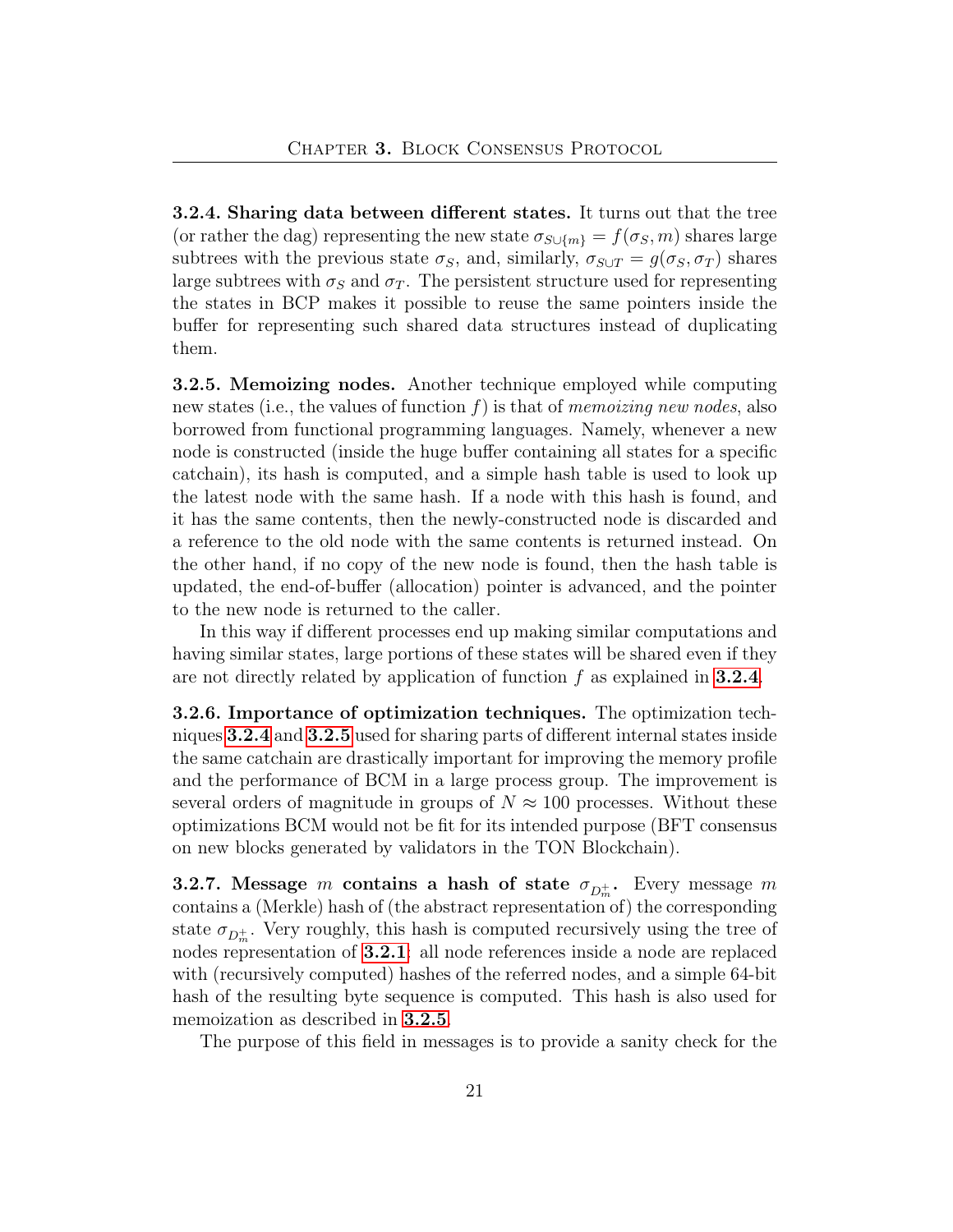**3.2.4. Sharing data between different states.** It turns out that the tree (or rather the dag) representing the new state $\sigma_{S\cup\{m\}} = f(\sigma_S, m)$ shares large subtrees with the previous state $\sigma_S$, and, similarly, $\sigma_{S\cup T} = g(\sigma_S, \sigma_T)$ shares large subtrees with $\sigma_S$ and $\sigma_T$. The persistent structure used for representing the states in BCP makes it possible to reuse the same pointers inside the buffer for representing such shared data structures instead of duplicating them.

**3.2.5. Memoizing nodes.** Another technique employed while computing new states (i.e., the values of function $f$) is that of *memoizing new nodes*, also borrowed from functional programming languages. Namely, whenever a new node is constructed (inside the huge buffer containing all states for a specific catchain), its hash is computed, and a simple hash table is used to look up the latest node with the same hash. If a node with this hash is found, and it has the same contents, then the newly-constructed node is discarded and a reference to the old node with the same contents is returned instead. On the other hand, if no copy of the new node is found, then the hash table is updated, the end-of-buffer (allocation) pointer is advanced, and the pointer to the new node is returned to the caller.

In this way if different processes end up making similar computations and having similar states, large portions of these states will be shared even if they are not directly related by application of function $f$ as explained in **3.2.4**.

**3.2.6. Importance of optimization techniques.** The optimization techniques **3.2.4** and **3.2.5** used for sharing parts of different internal states inside the same catchain are drastically important for improving the memory profile and the performance of BCM in a large process group. The improvement is several orders of magnitude in groups of $N \approx 100$ processes. Without these optimizations BCM would not be fit for its intended purpose (BFT consensus on new blocks generated by validators in the TON Blockchain).

**3.2.7. Message $m$ contains a hash of state $\sigma_{D_m^+}$.** Every message $m$ contains a (Merkle) hash of (the abstract representation of) the corresponding state $\sigma_{D_m^+}$. Very roughly, this hash is computed recursively using the tree of nodes representation of **3.2.1**: all node references inside a node are replaced with (recursively computed) hashes of the referred nodes, and a simple 64-bit hash of the resulting byte sequence is computed. This hash is also used for memoization as described in **3.2.5**.

The purpose of this field in messages is to provide a sanity check for the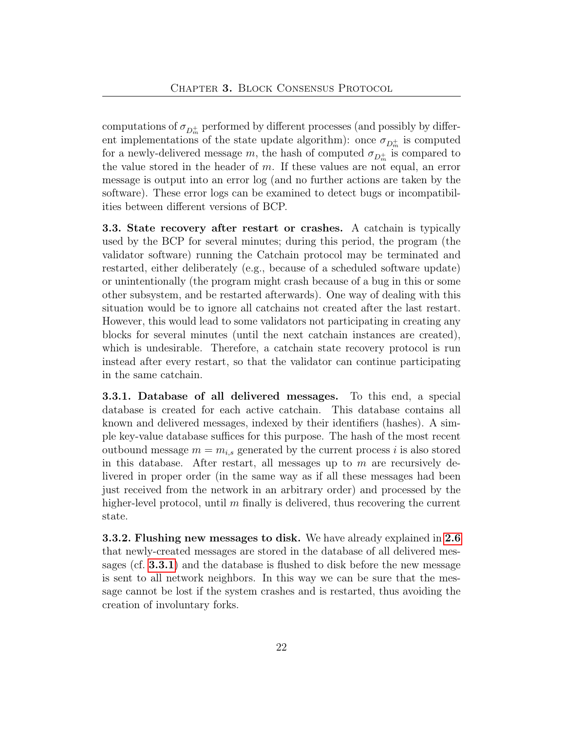computations of $\sigma_{D_m^+}$ performed by different processes (and possibly by different implementations of the state update algorithm): once $\sigma_{D_m^+}$ is computed for a newly-delivered message $m$, the hash of computed $\sigma_{D_m^+}$ is compared to the value stored in the header of $m$. If these values are not equal, an error message is output into an error log (and no further actions are taken by the software). These error logs can be examined to detect bugs or incompatibilities between different versions of BCP.

**3.3. State recovery after restart or crashes.** A catchain is typically used by the BCP for several minutes; during this period, the program (the validator software) running the Catchain protocol may be terminated and restarted, either deliberately (e.g., because of a scheduled software update) or unintentionally (the program might crash because of a bug in this or some other subsystem, and be restarted afterwards). One way of dealing with this situation would be to ignore all catchains not created after the last restart. However, this would lead to some validators not participating in creating any blocks for several minutes (until the next catchain instances are created), which is undesirable. Therefore, a catchain state recovery protocol is run instead after every restart, so that the validator can continue participating in the same catchain.

**3.3.1. Database of all delivered messages.** To this end, a special database is created for each active catchain. This database contains all known and delivered messages, indexed by their identifiers (hashes). A simple key-value database suffices for this purpose. The hash of the most recent outbound message $m = m_{i,s}$ generated by the current process $i$ is also stored in this database. After restart, all messages up to $m$ are recursively delivered in proper order (in the same way as if all these messages had been just received from the network in an arbitrary order) and processed by the higher-level protocol, until $m$ finally is delivered, thus recovering the current state.

**3.3.2. Flushing new messages to disk.** We have already explained in **2.6** that newly-created messages are stored in the database of all delivered messages (cf. **3.3.1**) and the database is flushed to disk before the new message is sent to all network neighbors. In this way we can be sure that the message cannot be lost if the system crashes and is restarted, thus avoiding the creation of involuntary forks.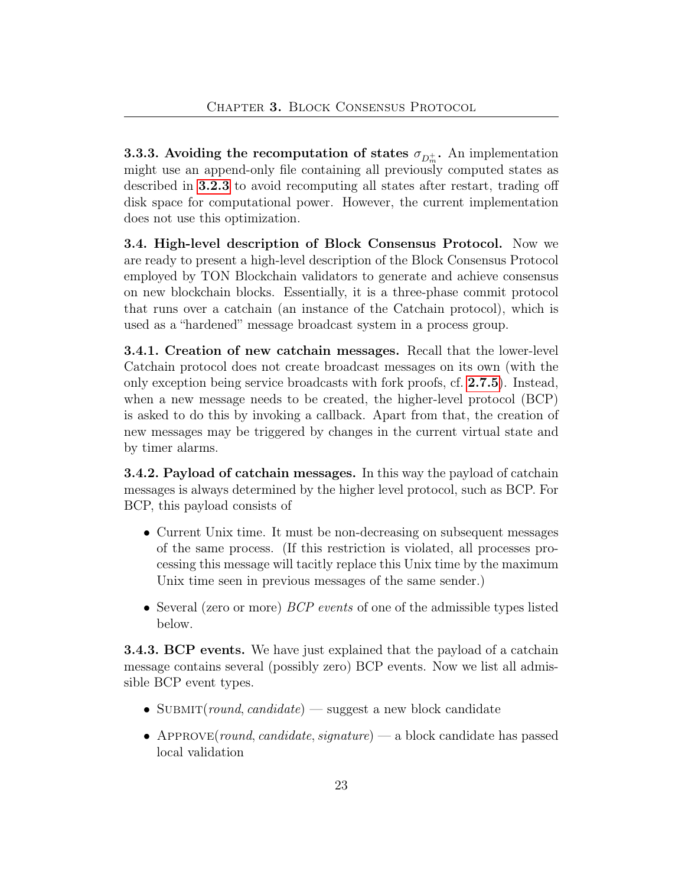**3.3.3. Avoiding the recomputation of states $\sigma_{D_m^+}$.** An implementation might use an append-only file containing all previously computed states as described in **3.2.3** to avoid recomputing all states after restart, trading off disk space for computational power. However, the current implementation does not use this optimization.

**3.4. High-level description of Block Consensus Protocol.** Now we are ready to present a high-level description of the Block Consensus Protocol employed by TON Blockchain validators to generate and achieve consensus on new blockchain blocks. Essentially, it is a three-phase commit protocol that runs over a catchain (an instance of the Catchain protocol), which is used as a "hardened" message broadcast system in a process group.

**3.4.1. Creation of new catchain messages.** Recall that the lower-level Catchain protocol does not create broadcast messages on its own (with the only exception being service broadcasts with fork proofs, cf. **2.7.5**). Instead, when a new message needs to be created, the higher-level protocol (BCP) is asked to do this by invoking a callback. Apart from that, the creation of new messages may be triggered by changes in the current virtual state and by timer alarms.

**3.4.2. Payload of catchain messages.** In this way the payload of catchain messages is always determined by the higher level protocol, such as BCP. For BCP, this payload consists of

- Current Unix time. It must be non-decreasing on subsequent messages of the same process. (If this restriction is violated, all processes processing this message will tacitly replace this Unix time by the maximum Unix time seen in previous messages of the same sender.)
- Several (zero or more) *BCP events* of one of the admissible types listed below.

**3.4.3. BCP events.** We have just explained that the payload of a catchain message contains several (possibly zero) BCP events. Now we list all admissible BCP event types.

- SUBMIT(*round*, *candidate*) — suggest a new block candidate
- APPROVE(*round*, *candidate*, *signature*) — a block candidate has passed local validation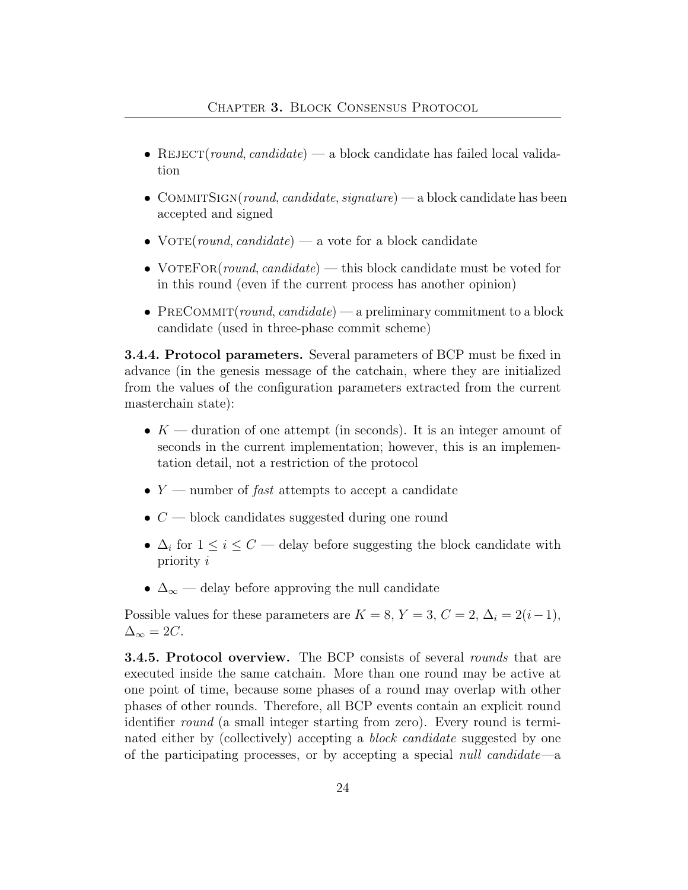- REJECT(*round*, *candidate*) — a block candidate has failed local validation
- COMMITSIGN(*round*, *candidate*, *signature*) — a block candidate has been accepted and signed
- VOTE(*round*, *candidate*) — a vote for a block candidate
- VOTEFOR(*round*, *candidate*) — this block candidate must be voted for in this round (even if the current process has another opinion)
- PRECOMMIT(*round*, *candidate*) — a preliminary commitment to a block candidate (used in three-phase commit scheme)

**3.4.4. Protocol parameters.** Several parameters of BCP must be fixed in advance (in the genesis message of the catchain, where they are initialized from the values of the configuration parameters extracted from the current masterchain state):

- $K$ — duration of one attempt (in seconds). It is an integer amount of seconds in the current implementation; however, this is an implementation detail, not a restriction of the protocol
- $Y$ — number of *fast* attempts to accept a candidate
- $C$ — block candidates suggested during one round
- $\Delta_i$ for $1 \leq i \leq C$ — delay before suggesting the block candidate with priority $i$
- $\Delta_\infty$ — delay before approving the null candidate

Possible values for these parameters are $K = 8$, $Y = 3$, $C = 2$, $\Delta_i = 2(i-1)$, $\Delta_\infty = 2C$.

**3.4.5. Protocol overview.** The BCP consists of several *rounds* that are executed inside the same catchain. More than one round may be active at one point of time, because some phases of a round may overlap with other phases of other rounds. Therefore, all BCP events contain an explicit round identifier *round* (a small integer starting from zero). Every round is terminated either by (collectively) accepting a *block candidate* suggested by one of the participating processes, or by accepting a special *null candidate*—a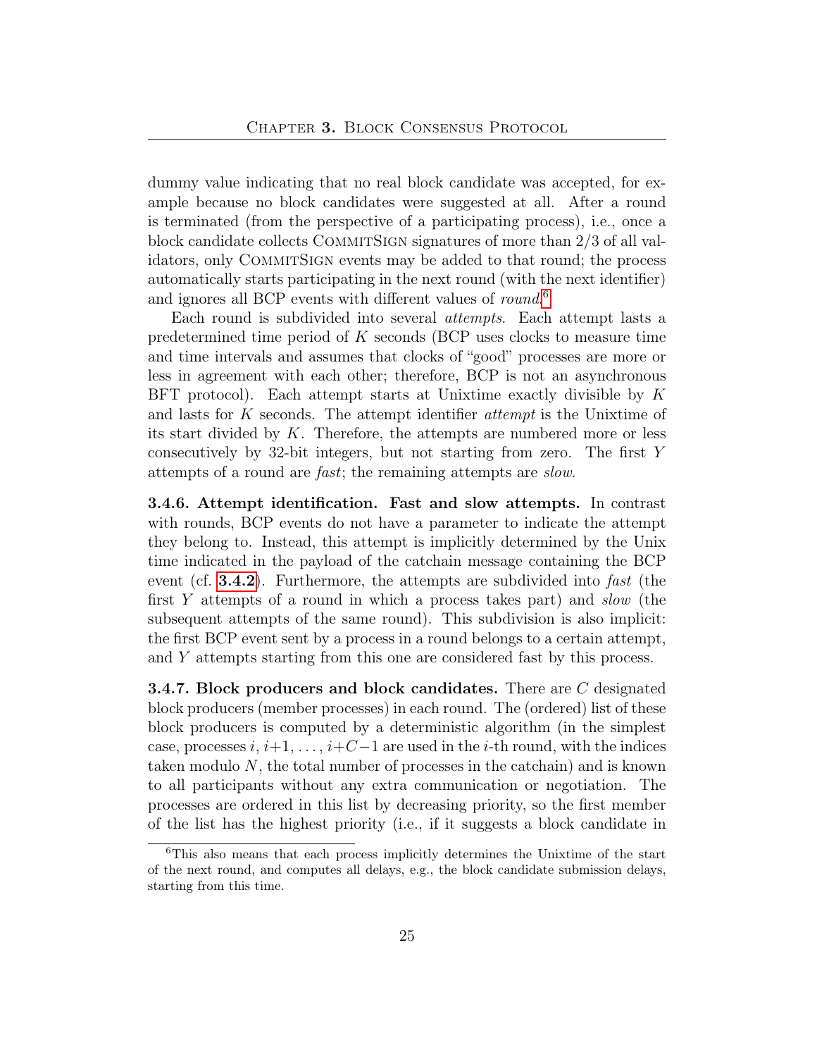dummy value indicating that no real block candidate was accepted, for example because no block candidates were suggested at all. After a round is terminated (from the perspective of a participating process), i.e., once a block candidate collects COMMITSIGN signatures of more than 2/3 of all validators, only COMMITSIGN events may be added to that round; the process automatically starts participating in the next round (with the next identifier) and ignores all BCP events with different values of *round*.[6]

Each round is subdivided into several *attempts*. Each attempt lasts a predetermined time period of $K$ seconds (BCP uses clocks to measure time and time intervals and assumes that clocks of "good" processes are more or less in agreement with each other; therefore, BCP is not an asynchronous BFT protocol). Each attempt starts at Unixtime exactly divisible by $K$ and lasts for $K$ seconds. The attempt identifier *attempt* is the Unixtime of its start divided by $K$. Therefore, the attempts are numbered more or less consecutively by 32-bit integers, but not starting from zero. The first $Y$ attempts of a round are *fast*; the remaining attempts are *slow*.

**3.4.6. Attempt identification. Fast and slow attempts.** In contrast with rounds, BCP events do not have a parameter to indicate the attempt they belong to. Instead, this attempt is implicitly determined by the Unix time indicated in the payload of the catchain message containing the BCP event (cf. **3.4.2**). Furthermore, the attempts are subdivided into *fast* (the first $Y$ attempts of a round in which a process takes part) and *slow* (the subsequent attempts of the same round). This subdivision is also implicit: the first BCP event sent by a process in a round belongs to a certain attempt, and $Y$ attempts starting from this one are considered fast by this process.

**3.4.7. Block producers and block candidates.** There are $C$ designated block producers (member processes) in each round. The (ordered) list of these block producers is computed by a deterministic algorithm (in the simplest case, processes $i, i+1, \ldots, i+C-1$ are used in the $i$-th round, with the indices taken modulo $N$, the total number of processes in the catchain) and is known to all participants without any extra communication or negotiation. The processes are ordered in this list by decreasing priority, so the first member of the list has the highest priority (i.e., if it suggests a block candidate in

[6] This also means that each process implicitly determines the Unixtime of the start of the next round, and computes all delays, e.g., the block candidate submission delays, starting from this time.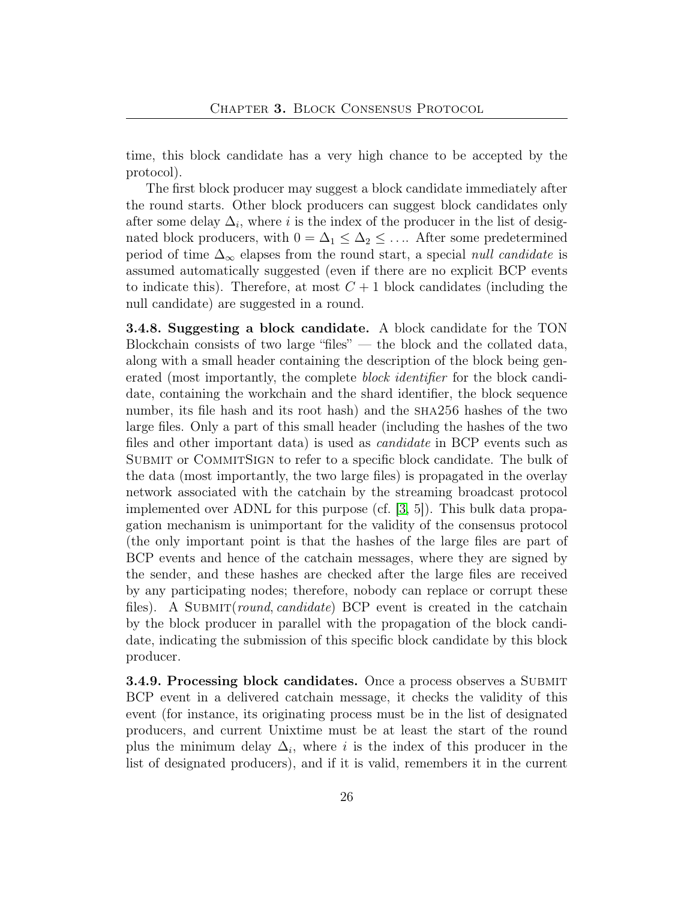time, this block candidate has a very high chance to be accepted by the protocol).

The first block producer may suggest a block candidate immediately after the round starts. Other block producers can suggest block candidates only after some delay $\Delta_i$, where $i$ is the index of the producer in the list of designated block producers, with $0 = \Delta_1 \leq \Delta_2 \leq \ldots$. After some predetermined period of time $\Delta_\infty$ elapses from the round start, a special *null candidate* is assumed automatically suggested (even if there are no explicit BCP events to indicate this). Therefore, at most $C + 1$ block candidates (including the null candidate) are suggested in a round.

**3.4.8. Suggesting a block candidate.** A block candidate for the TON Blockchain consists of two large "files" — the block and the collated data, along with a small header containing the description of the block being generated (most importantly, the complete *block identifier* for the block candidate, containing the workchain and the shard identifier, the block sequence number, its file hash and its root hash) and the SHA256 hashes of the two large files. Only a part of this small header (including the hashes of the two files and other important data) is used as *candidate* in BCP events such as SUBMIT or COMMITSIGN to refer to a specific block candidate. The bulk of the data (most importantly, the two large files) is propagated in the overlay network associated with the catchain by the streaming broadcast protocol implemented over ADNL for this purpose (cf. [3, 5]). This bulk data propagation mechanism is unimportant for the validity of the consensus protocol (the only important point is that the hashes of the large files are part of BCP events and hence of the catchain messages, where they are signed by the sender, and these hashes are checked after the large files are received by any participating nodes; therefore, nobody can replace or corrupt these files). A SUBMIT(*round*, *candidate*) BCP event is created in the catchain by the block producer in parallel with the propagation of the block candidate, indicating the submission of this specific block candidate by this block producer.

**3.4.9. Processing block candidates.** Once a process observes a SUBMIT BCP event in a delivered catchain message, it checks the validity of this event (for instance, its originating process must be in the list of designated producers, and current Unixtime must be at least the start of the round plus the minimum delay $\Delta_i$, where $i$ is the index of this producer in the list of designated producers), and if it is valid, remembers it in the current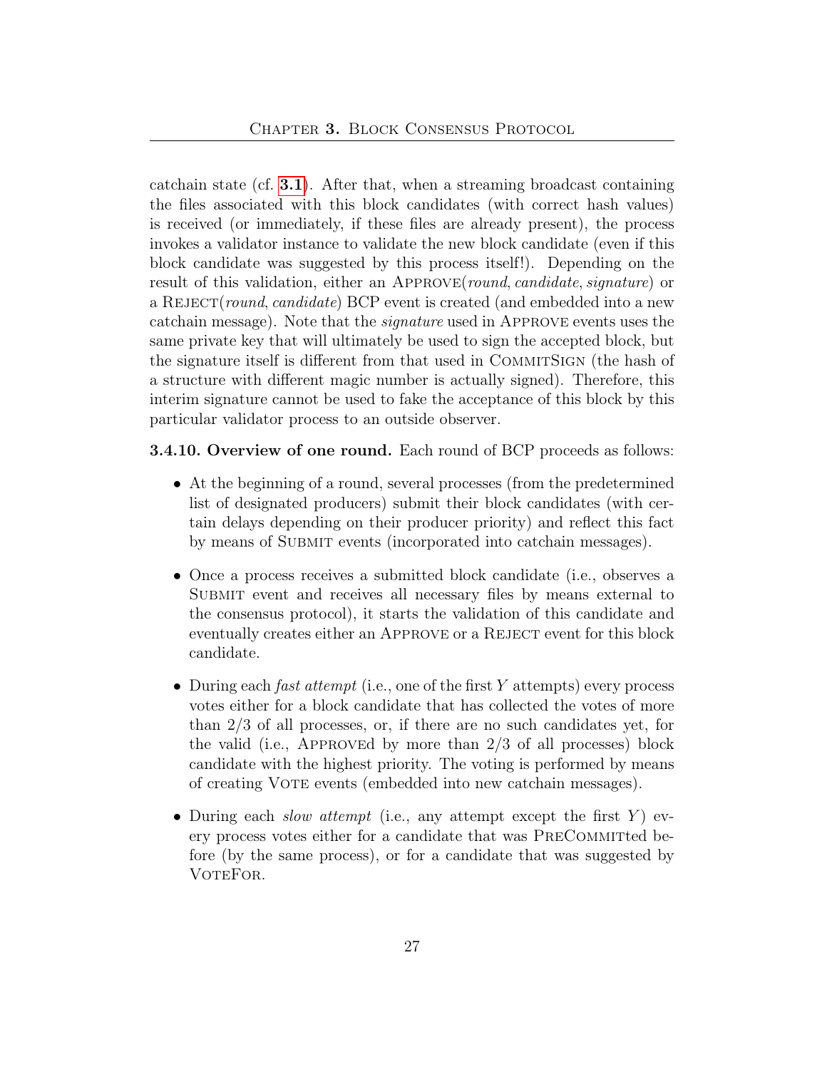catchain state (cf. **3.1**). After that, when a streaming broadcast containing the files associated with this block candidates (with correct hash values) is received (or immediately, if these files are already present), the process invokes a validator instance to validate the new block candidate (even if this block candidate was suggested by this process itself!). Depending on the result of this validation, either an APPROVE(*round*, *candidate*, *signature*) or a REJECT(*round*, *candidate*) BCP event is created (and embedded into a new catchain message). Note that the *signature* used in APPROVE events uses the same private key that will ultimately be used to sign the accepted block, but the signature itself is different from that used in COMMITSIGN (the hash of a structure with different magic number is actually signed). Therefore, this interim signature cannot be used to fake the acceptance of this block by this particular validator process to an outside observer.

**3.4.10. Overview of one round.** Each round of BCP proceeds as follows:

- At the beginning of a round, several processes (from the predetermined list of designated producers) submit their block candidates (with certain delays depending on their producer priority) and reflect this fact by means of SUBMIT events (incorporated into catchain messages).
- Once a process receives a submitted block candidate (i.e., observes a SUBMIT event and receives all necessary files by means external to the consensus protocol), it starts the validation of this candidate and eventually creates either an APPROVE or a REJECT event for this block candidate.
- During each *fast attempt* (i.e., one of the first $Y$ attempts) every process votes either for a block candidate that has collected the votes of more than 2/3 of all processes, or, if there are no such candidates yet, for the valid (i.e., APPROVEd by more than 2/3 of all processes) block candidate with the highest priority. The voting is performed by means of creating VOTE events (embedded into new catchain messages).
- During each *slow attempt* (i.e., any attempt except the first $Y$) every process votes either for a candidate that was PRECOMMITted before (by the same process), or for a candidate that was suggested by VOTEFOR.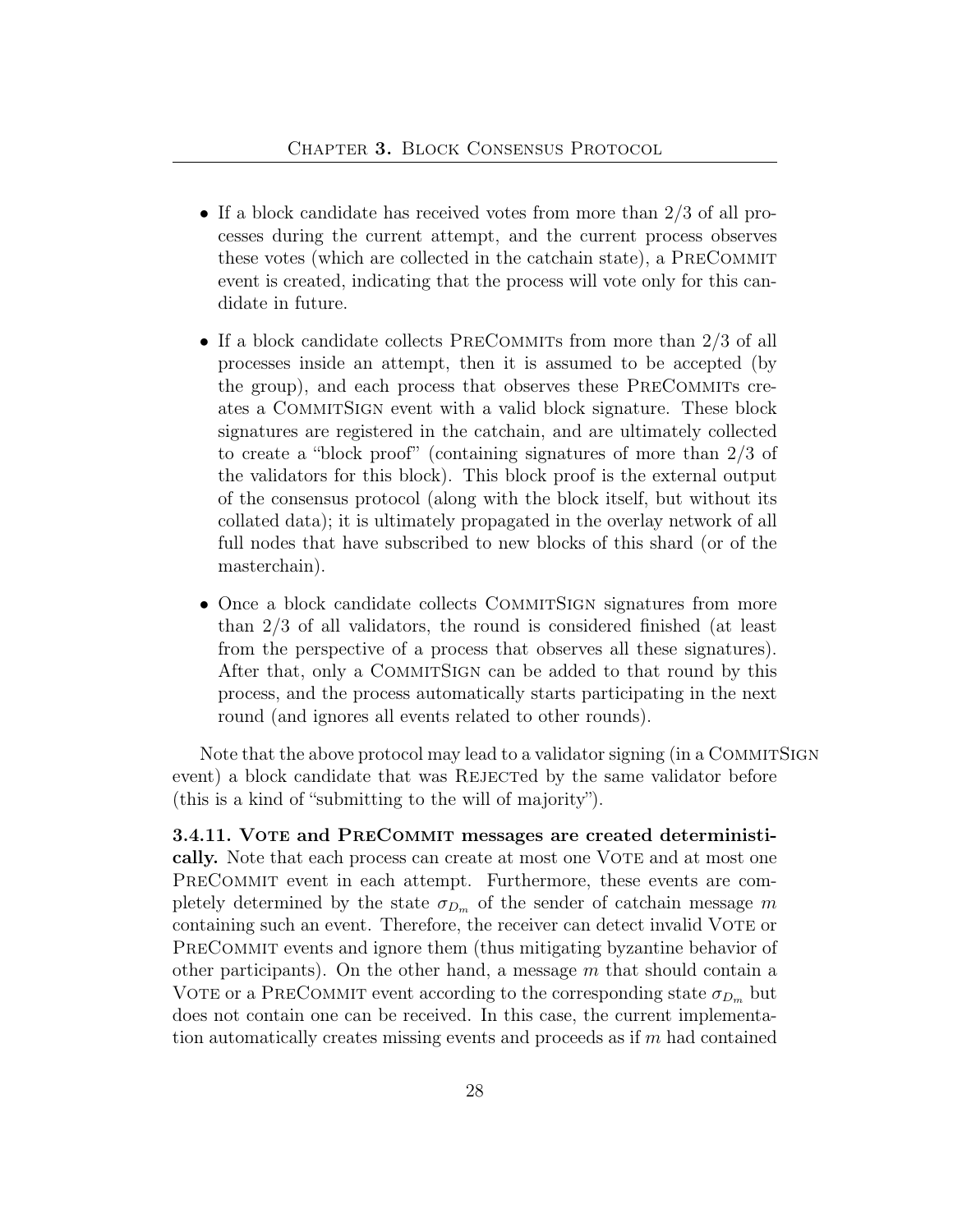- If a block candidate has received votes from more than 2/3 of all processes during the current attempt, and the current process observes these votes (which are collected in the catchain state), a PreCommit event is created, indicating that the process will vote only for this candidate in future.

- If a block candidate collects PreCommits from more than 2/3 of all processes inside an attempt, then it is assumed to be accepted (by the group), and each process that observes these PreCommits creates a CommitSign event with a valid block signature. These block signatures are registered in the catchain, and are ultimately collected to create a "block proof" (containing signatures of more than 2/3 of the validators for this block). This block proof is the external output of the consensus protocol (along with the block itself, but without its collated data); it is ultimately propagated in the overlay network of all full nodes that have subscribed to new blocks of this shard (or of the masterchain).

- Once a block candidate collects CommitSign signatures from more than 2/3 of all validators, the round is considered finished (at least from the perspective of a process that observes all these signatures). After that, only a CommitSign can be added to that round by this process, and the process automatically starts participating in the next round (and ignores all events related to other rounds).

Note that the above protocol may lead to a validator signing (in a CommitSign event) a block candidate that was Rejected by the same validator before (this is a kind of "submitting to the will of majority").

**3.4.11. Vote and PreCommit messages are created deterministically.** Note that each process can create at most one Vote and at most one PreCommit event in each attempt. Furthermore, these events are completely determined by the state $\sigma_{D_m}$ of the sender of catchain message $m$ containing such an event. Therefore, the receiver can detect invalid Vote or PreCommit events and ignore them (thus mitigating byzantine behavior of other participants). On the other hand, a message $m$ that should contain a Vote or a PreCommit event according to the corresponding state $\sigma_{D_m}$ but does not contain one can be received. In this case, the current implementation automatically creates missing events and proceeds as if $m$ had contained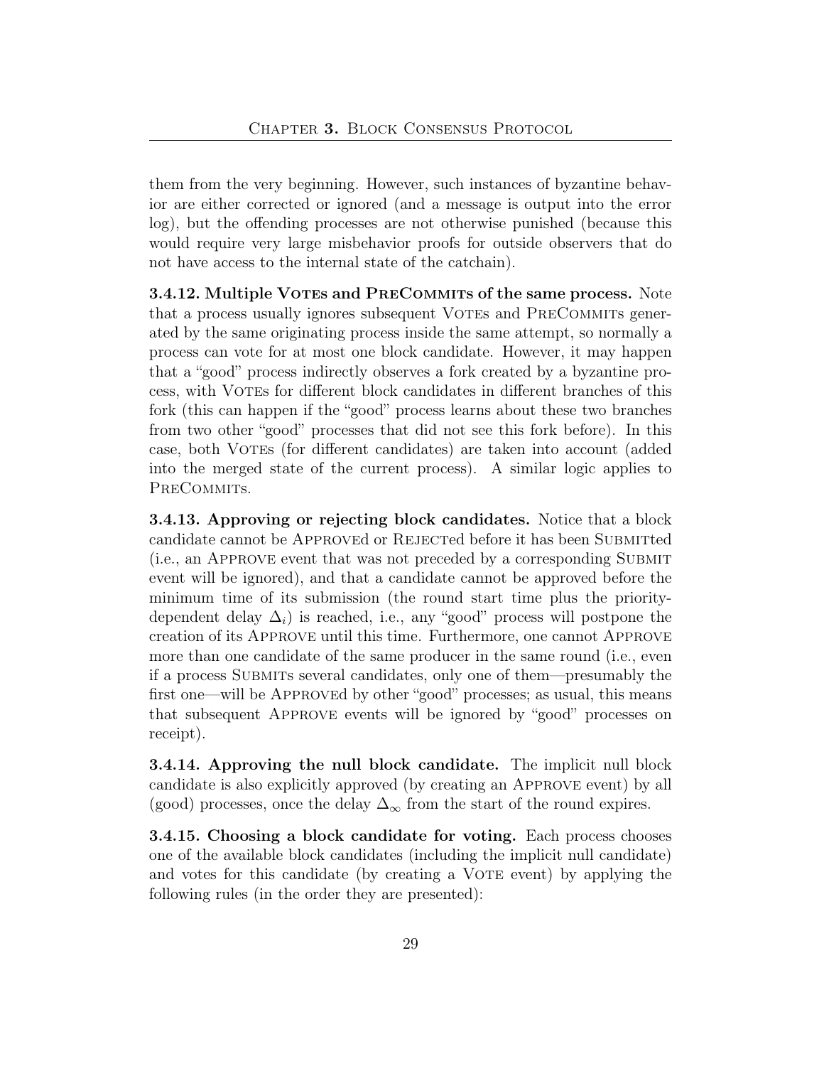them from the very beginning. However, such instances of byzantine behavior are either corrected or ignored (and a message is output into the error log), but the offending processes are not otherwise punished (because this would require very large misbehavior proofs for outside observers that do not have access to the internal state of the catchain).

**3.4.12. Multiple VOTEs and PRECOMMITs of the same process.** Note that a process usually ignores subsequent VOTEs and PRECOMMITs generated by the same originating process inside the same attempt, so normally a process can vote for at most one block candidate. However, it may happen that a "good" process indirectly observes a fork created by a byzantine process, with VOTEs for different block candidates in different branches of this fork (this can happen if the "good" process learns about these two branches from two other "good" processes that did not see this fork before). In this case, both VOTEs (for different candidates) are taken into account (added into the merged state of the current process). A similar logic applies to PRECOMMITs.

**3.4.13. Approving or rejecting block candidates.** Notice that a block candidate cannot be APPROVEd or REJECTed before it has been SUBMITted (i.e., an APPROVE event that was not preceded by a corresponding SUBMIT event will be ignored), and that a candidate cannot be approved before the minimum time of its submission (the round start time plus the priority-dependent delay $\Delta_i$) is reached, i.e., any "good" process will postpone the creation of its APPROVE until this time. Furthermore, one cannot APPROVE more than one candidate of the same producer in the same round (i.e., even if a process SUBMITs several candidates, only one of them—presumably the first one—will be APPROVEd by other "good" processes; as usual, this means that subsequent APPROVE events will be ignored by "good" processes on receipt).

**3.4.14. Approving the null block candidate.** The implicit null block candidate is also explicitly approved (by creating an APPROVE event) by all (good) processes, once the delay $\Delta_\infty$ from the start of the round expires.

**3.4.15. Choosing a block candidate for voting.** Each process chooses one of the available block candidates (including the implicit null candidate) and votes for this candidate (by creating a VOTE event) by applying the following rules (in the order they are presented):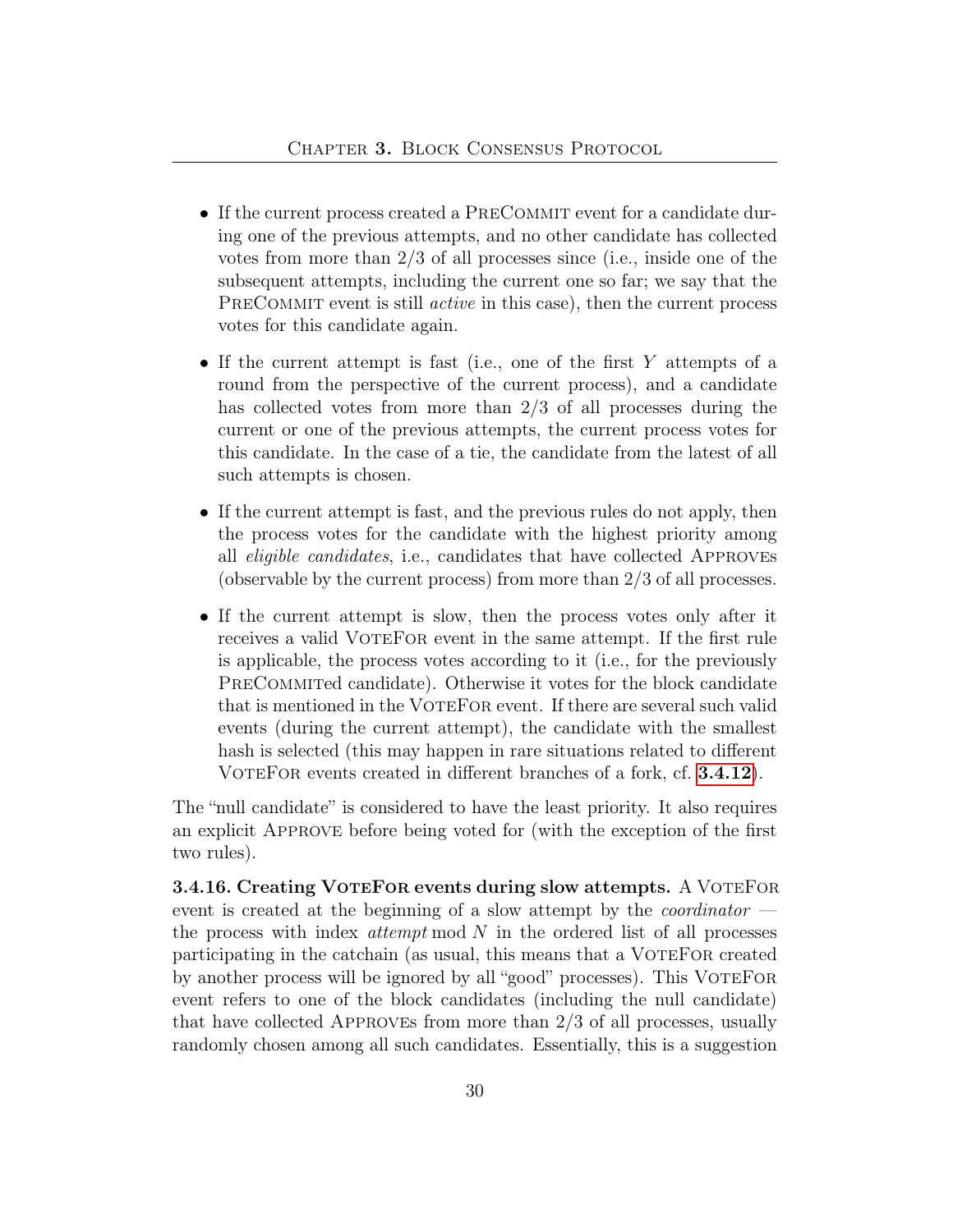- If the current process created a PreCommit event for a candidate during one of the previous attempts, and no other candidate has collected votes from more than 2/3 of all processes since (i.e., inside one of the subsequent attempts, including the current one so far; we say that the PreCommit event is still *active* in this case), then the current process votes for this candidate again.

- If the current attempt is fast (i.e., one of the first $Y$ attempts of a round from the perspective of the current process), and a candidate has collected votes from more than 2/3 of all processes during the current or one of the previous attempts, the current process votes for this candidate. In the case of a tie, the candidate from the latest of all such attempts is chosen.

- If the current attempt is fast, and the previous rules do not apply, then the process votes for the candidate with the highest priority among all *eligible candidates*, i.e., candidates that have collected Approves (observable by the current process) from more than 2/3 of all processes.

- If the current attempt is slow, then the process votes only after it receives a valid VoteFor event in the same attempt. If the first rule is applicable, the process votes according to it (i.e., for the previously PreCommited candidate). Otherwise it votes for the block candidate that is mentioned in the VoteFor event. If there are several such valid events (during the current attempt), the candidate with the smallest hash is selected (this may happen in rare situations related to different VoteFor events created in different branches of a fork, cf. **3.4.12**).

The "null candidate" is considered to have the least priority. It also requires an explicit Approve before being voted for (with the exception of the first two rules).

**3.4.16. Creating VoteFor events during slow attempts.** A VoteFor event is created at the beginning of a slow attempt by the *coordinator* — the process with index *attempt* mod $N$ in the ordered list of all processes participating in the catchain (as usual, this means that a VoteFor created by another process will be ignored by all "good" processes). This VoteFor event refers to one of the block candidates (including the null candidate) that have collected Approves from more than 2/3 of all processes, usually randomly chosen among all such candidates. Essentially, this is a suggestion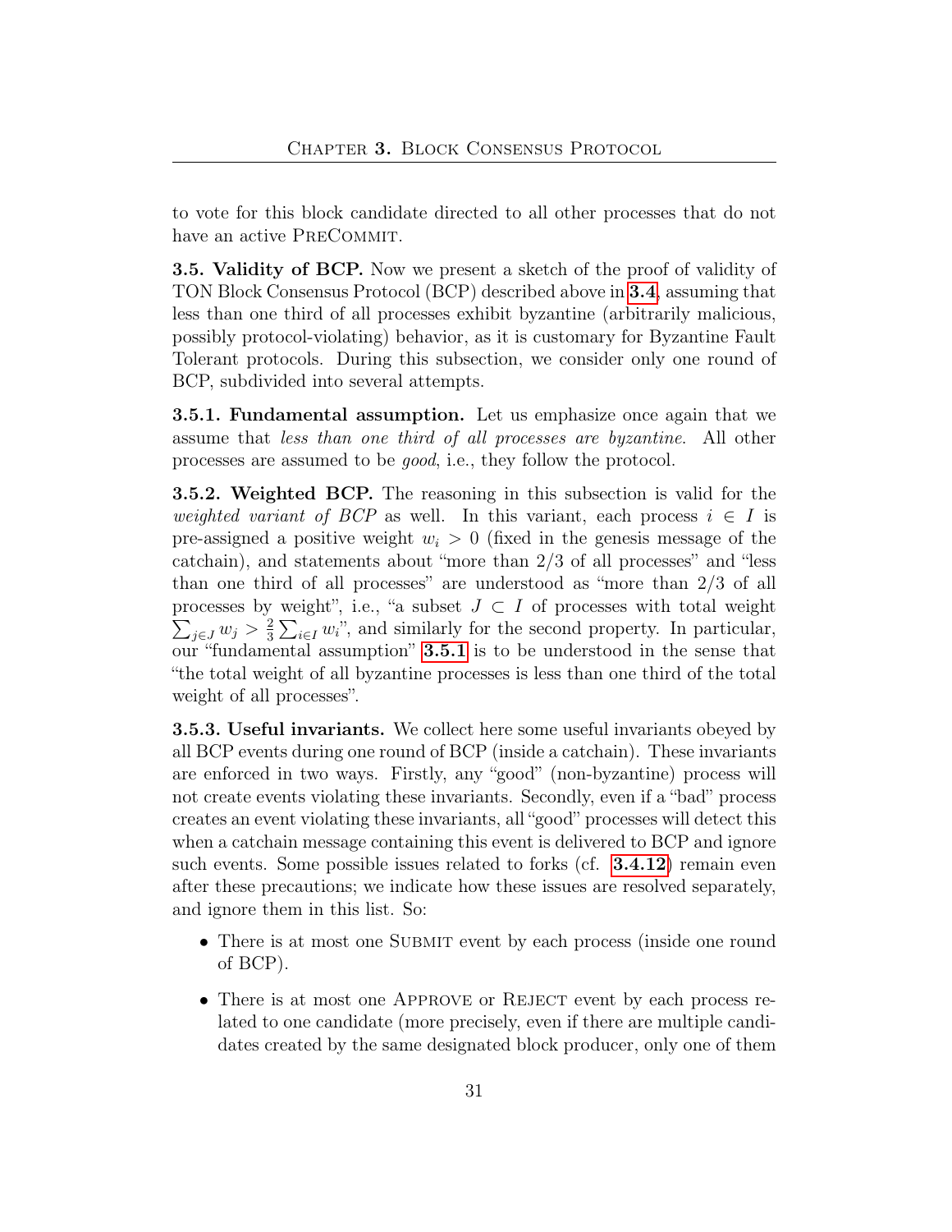to vote for this block candidate directed to all other processes that do not have an active PreCommit.

**3.5. Validity of BCP.** Now we present a sketch of the proof of validity of TON Block Consensus Protocol (BCP) described above in **3.4**, assuming that less than one third of all processes exhibit byzantine (arbitrarily malicious, possibly protocol-violating) behavior, as it is customary for Byzantine Fault Tolerant protocols. During this subsection, we consider only one round of BCP, subdivided into several attempts.

**3.5.1. Fundamental assumption.** Let us emphasize once again that we assume that *less than one third of all processes are byzantine*. All other processes are assumed to be *good*, i.e., they follow the protocol.

**3.5.2. Weighted BCP.** The reasoning in this subsection is valid for the *weighted variant of BCP* as well. In this variant, each process $i \in I$ is pre-assigned a positive weight $w_i > 0$ (fixed in the genesis message of the catchain), and statements about "more than 2/3 of all processes" and "less than one third of all processes" are understood as "more than 2/3 of all processes by weight", i.e., "a subset $J \subset I$ of processes with total weight $\sum_{j \in J} w_j > \frac{2}{3} \sum_{i \in I} w_i$", and similarly for the second property. In particular, our "fundamental assumption" **3.5.1** is to be understood in the sense that "the total weight of all byzantine processes is less than one third of the total weight of all processes".

**3.5.3. Useful invariants.** We collect here some useful invariants obeyed by all BCP events during one round of BCP (inside a catchain). These invariants are enforced in two ways. Firstly, any "good" (non-byzantine) process will not create events violating these invariants. Secondly, even if a "bad" process creates an event violating these invariants, all "good" processes will detect this when a catchain message containing this event is delivered to BCP and ignore such events. Some possible issues related to forks (cf. **3.4.12**) remain even after these precautions; we indicate how these issues are resolved separately, and ignore them in this list. So:

- There is at most one Submit event by each process (inside one round of BCP).
- There is at most one Approve or Reject event by each process related to one candidate (more precisely, even if there are multiple candidates created by the same designated block producer, only one of them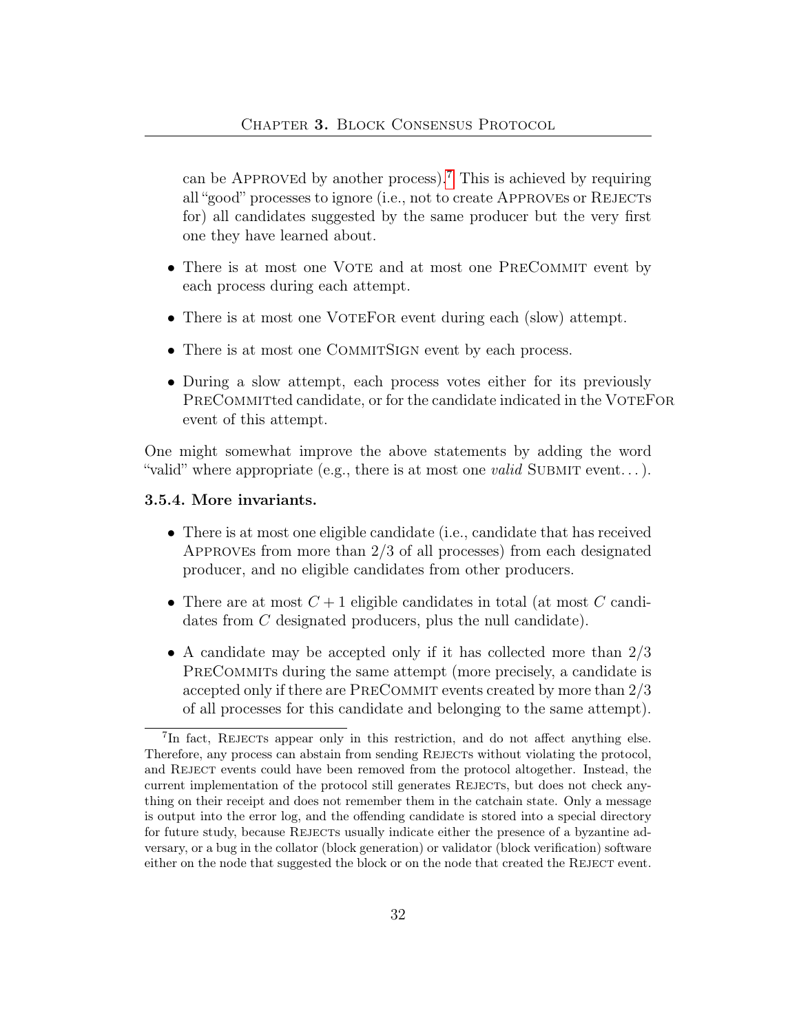can be APPROVEd by another process).[7] This is achieved by requiring all "good" processes to ignore (i.e., not to create APPROVEs or REJECTs for) all candidates suggested by the same producer but the very first one they have learned about.

- There is at most one VOTE and at most one PRECOMMIT event by each process during each attempt.
- There is at most one VOTEFOR event during each (slow) attempt.
- There is at most one COMMITSIGN event by each process.
- During a slow attempt, each process votes either for its previously PRECOMMITted candidate, or for the candidate indicated in the VOTEFOR event of this attempt.

One might somewhat improve the above statements by adding the word "valid" where appropriate (e.g., there is at most one *valid* SUBMIT event...).

#### 3.5.4. More invariants.

- There is at most one eligible candidate (i.e., candidate that has received APPROVEs from more than 2/3 of all processes) from each designated producer, and no eligible candidates from other producers.
- There are at most $C + 1$ eligible candidates in total (at most $C$ candidates from $C$ designated producers, plus the null candidate).
- A candidate may be accepted only if it has collected more than 2/3 PRECOMMITs during the same attempt (more precisely, a candidate is accepted only if there are PRECOMMIT events created by more than 2/3 of all processes for this candidate and belonging to the same attempt).

---

[7] In fact, REJECTs appear only in this restriction, and do not affect anything else. Therefore, any process can abstain from sending REJECTs without violating the protocol, and REJECT events could have been removed from the protocol altogether. Instead, the current implementation of the protocol still generates REJECTs, but does not check anything on their receipt and does not remember them in the catchain state. Only a message is output into the error log, and the offending candidate is stored into a special directory for future study, because REJECTs usually indicate either the presence of a byzantine adversary, or a bug in the collator (block generation) or validator (block verification) software either on the node that suggested the block or on the node that created the REJECT event.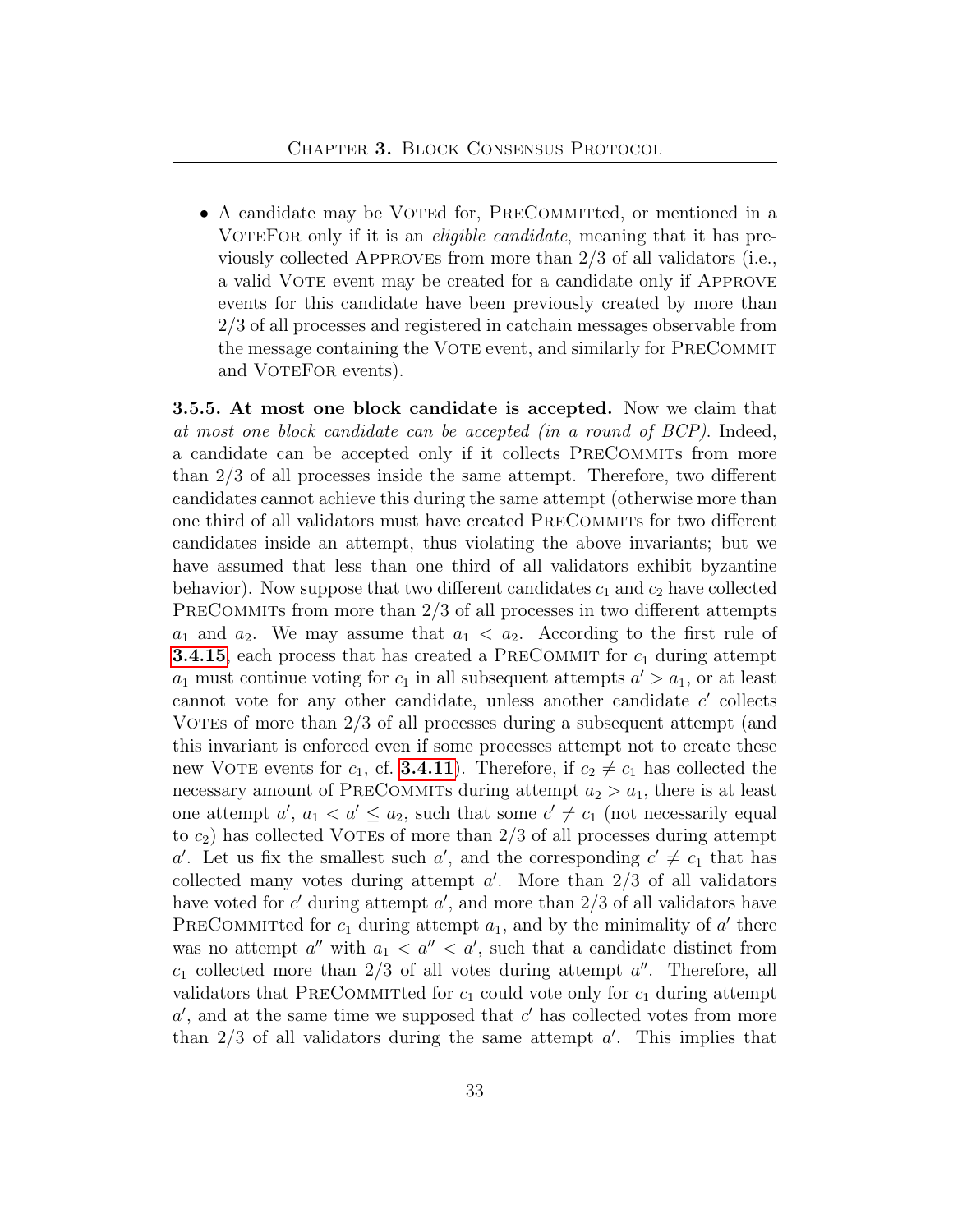- A candidate may be VOTEd for, PRECOMMITted, or mentioned in a VOTEFOR only if it is an *eligible candidate*, meaning that it has previously collected APPROVEs from more than 2/3 of all validators (i.e., a valid VOTE event may be created for a candidate only if APPROVE events for this candidate have been previously created by more than 2/3 of all processes and registered in catchain messages observable from the message containing the VOTE event, and similarly for PRECOMMIT and VOTEFOR events).

**3.5.5. At most one block candidate is accepted.** Now we claim that *at most one block candidate can be accepted (in a round of BCP)*. Indeed, a candidate can be accepted only if it collects PRECOMMITs from more than 2/3 of all processes inside the same attempt. Therefore, two different candidates cannot achieve this during the same attempt (otherwise more than one third of all validators must have created PRECOMMITs for two different candidates inside an attempt, thus violating the above invariants; but we have assumed that less than one third of all validators exhibit byzantine behavior). Now suppose that two different candidates $c_1$ and $c_2$ have collected PRECOMMITs from more than 2/3 of all processes in two different attempts $a_1$ and $a_2$. We may assume that $a_1 < a_2$. According to the first rule of **3.4.15**, each process that has created a PRECOMMIT for $c_1$ during attempt $a_1$ must continue voting for $c_1$ in all subsequent attempts $a' > a_1$, or at least cannot vote for any other candidate, unless another candidate $c'$ collects VOTEs of more than 2/3 of all processes during a subsequent attempt (and this invariant is enforced even if some processes attempt not to create these new VOTE events for $c_1$, cf. **3.4.11**). Therefore, if $c_2 \neq c_1$ has collected the necessary amount of PRECOMMITs during attempt $a_2 > a_1$, there is at least one attempt $a'$, $a_1 < a' \leq a_2$, such that some $c' \neq c_1$ (not necessarily equal to $c_2$) has collected VOTEs of more than 2/3 of all processes during attempt $a'$. Let us fix the smallest such $a'$, and the corresponding $c' \neq c_1$ that has collected many votes during attempt $a'$. More than 2/3 of all validators have voted for $c'$ during attempt $a'$, and more than 2/3 of all validators have PRECOMMITted for $c_1$ during attempt $a_1$, and by the minimality of $a'$ there was no attempt $a''$ with $a_1 < a'' < a'$, such that a candidate distinct from $c_1$ collected more than 2/3 of all votes during attempt $a''$. Therefore, all validators that PRECOMMITted for $c_1$ could vote only for $c_1$ during attempt $a'$, and at the same time we supposed that $c'$ has collected votes from more than 2/3 of all validators during the same attempt $a'$. This implies that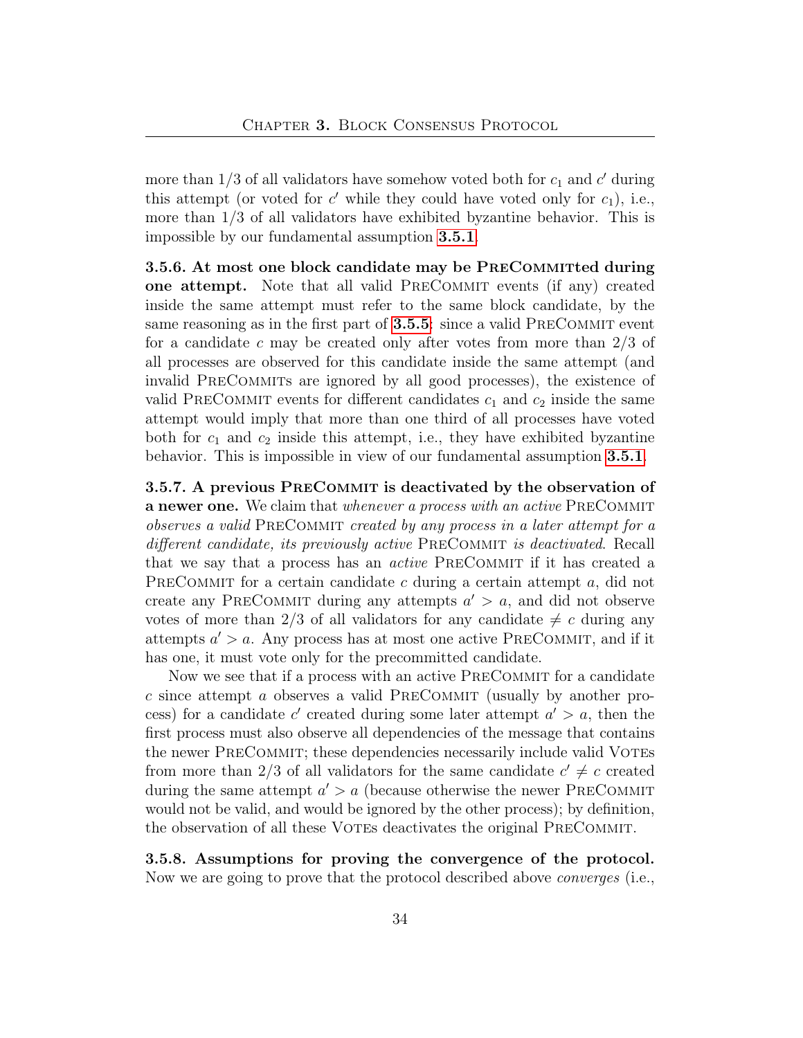more than 1/3 of all validators have somehow voted both for $c_1$ and $c'$ during this attempt (or voted for $c'$ while they could have voted only for $c_1$), i.e., more than 1/3 of all validators have exhibited byzantine behavior. This is impossible by our fundamental assumption **3.5.1**.

**3.5.6. At most one block candidate may be PreCommitted during one attempt.** Note that all valid PreCommit events (if any) created inside the same attempt must refer to the same block candidate, by the same reasoning as in the first part of **3.5.5**: since a valid PreCommit event for a candidate $c$ may be created only after votes from more than 2/3 of all processes are observed for this candidate inside the same attempt (and invalid PreCommits are ignored by all good processes), the existence of valid PreCommit events for different candidates $c_1$ and $c_2$ inside the same attempt would imply that more than one third of all processes have voted both for $c_1$ and $c_2$ inside this attempt, i.e., they have exhibited byzantine behavior. This is impossible in view of our fundamental assumption **3.5.1**.

**3.5.7. A previous PreCommit is deactivated by the observation of a newer one.** We claim that *whenever a process with an active* PreCommit *observes a valid* PreCommit *created by any process in a later attempt for a different candidate, its previously active* PreCommit *is deactivated*. Recall that we say that a process has an *active* PreCommit if it has created a PreCommit for a certain candidate $c$ during a certain attempt $a$, did not create any PreCommit during any attempts $a' > a$, and did not observe votes of more than 2/3 of all validators for any candidate $\neq c$ during any attempts $a' > a$. Any process has at most one active PreCommit, and if it has one, it must vote only for the precommitted candidate.

Now we see that if a process with an active PreCommit for a candidate $c$ since attempt $a$ observes a valid PreCommit (usually by another process) for a candidate $c'$ created during some later attempt $a' > a$, then the first process must also observe all dependencies of the message that contains the newer PreCommit; these dependencies necessarily include valid Votes from more than 2/3 of all validators for the same candidate $c' \neq c$ created during the same attempt $a' > a$ (because otherwise the newer PreCommit would not be valid, and would be ignored by the other process); by definition, the observation of all these Votes deactivates the original PreCommit.

**3.5.8. Assumptions for proving the convergence of the protocol.** Now we are going to prove that the protocol described above *converges* (i.e.,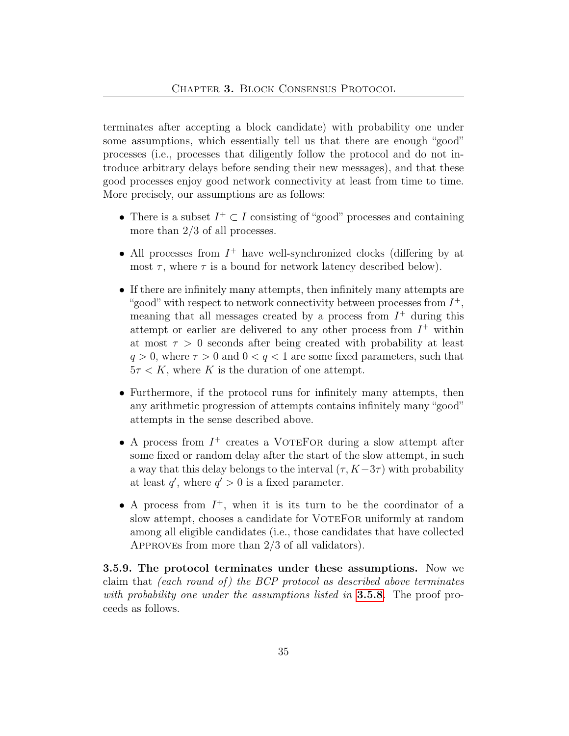terminates after accepting a block candidate) with probability one under some assumptions, which essentially tell us that there are enough "good" processes (i.e., processes that diligently follow the protocol and do not introduce arbitrary delays before sending their new messages), and that these good processes enjoy good network connectivity at least from time to time. More precisely, our assumptions are as follows:

- There is a subset $I^+ \subset I$ consisting of "good" processes and containing more than 2/3 of all processes.
- All processes from $I^+$ have well-synchronized clocks (differing by at most $\tau$, where $\tau$ is a bound for network latency described below).
- If there are infinitely many attempts, then infinitely many attempts are "good" with respect to network connectivity between processes from $I^+$, meaning that all messages created by a process from $I^+$ during this attempt or earlier are delivered to any other process from $I^+$ within at most $\tau > 0$ seconds after being created with probability at least $q > 0$, where $\tau > 0$ and $0 < q < 1$ are some fixed parameters, such that $5\tau < K$, where $K$ is the duration of one attempt.
- Furthermore, if the protocol runs for infinitely many attempts, then any arithmetic progression of attempts contains infinitely many "good" attempts in the sense described above.
- A process from $I^+$ creates a VoteFor during a slow attempt after some fixed or random delay after the start of the slow attempt, in such a way that this delay belongs to the interval $(\tau, K - 3\tau)$ with probability at least $q'$, where $q' > 0$ is a fixed parameter.
- A process from $I^+$, when it is its turn to be the coordinator of a slow attempt, chooses a candidate for VoteFor uniformly at random among all eligible candidates (i.e., those candidates that have collected Approves from more than 2/3 of all validators).

**3.5.9. The protocol terminates under these assumptions.** Now we claim that *(each round of) the BCP protocol as described above terminates with probability one under the assumptions listed in* **3.5.8**. The proof proceeds as follows.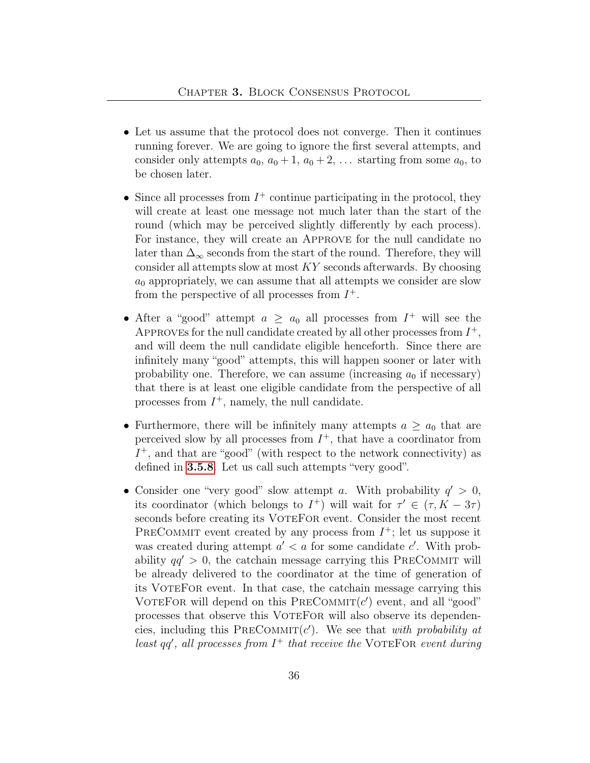- Let us assume that the protocol does not converge. Then it continues running forever. We are going to ignore the first several attempts, and consider only attempts $a_0$, $a_0 + 1$, $a_0 + 2$, ... starting from some $a_0$, to be chosen later.

- Since all processes from $I^+$ continue participating in the protocol, they will create at least one message not much later than the start of the round (which may be perceived slightly differently by each process). For instance, they will create an APPROVE for the null candidate no later than $\Delta_\infty$ seconds from the start of the round. Therefore, they will consider all attempts slow at most $KY$ seconds afterwards. By choosing $a_0$ appropriately, we can assume that all attempts we consider are slow from the perspective of all processes from $I^+$.

- After a "good" attempt $a \geq a_0$ all processes from $I^+$ will see the APPROVEs for the null candidate created by all other processes from $I^+$, and will deem the null candidate eligible henceforth. Since there are infinitely many "good" attempts, this will happen sooner or later with probability one. Therefore, we can assume (increasing $a_0$ if necessary) that there is at least one eligible candidate from the perspective of all processes from $I^+$, namely, the null candidate.

- Furthermore, there will be infinitely many attempts $a \geq a_0$ that are perceived slow by all processes from $I^+$, that have a coordinator from $I^+$, and that are "good" (with respect to the network connectivity) as defined in **3.5.8**. Let us call such attempts "very good".

- Consider one "very good" slow attempt $a$. With probability $q' > 0$, its coordinator (which belongs to $I^+$) will wait for $\tau' \in (\tau, K - 3\tau)$ seconds before creating its VOTEFOR event. Consider the most recent PRECOMMIT event created by any process from $I^+$; let us suppose it was created during attempt $a' < a$ for some candidate $c'$. With probability $qq' > 0$, the catchain message carrying this PRECOMMIT will be already delivered to the coordinator at the time of generation of its VOTEFOR event. In that case, the catchain message carrying this VOTEFOR will depend on this PRECOMMIT($c'$) event, and all "good" processes that observe this VOTEFOR will also observe its dependencies, including this PRECOMMIT($c'$). We see that *with probability at least $qq'$, all processes from $I^+$ that receive the* VOTEFOR *event during*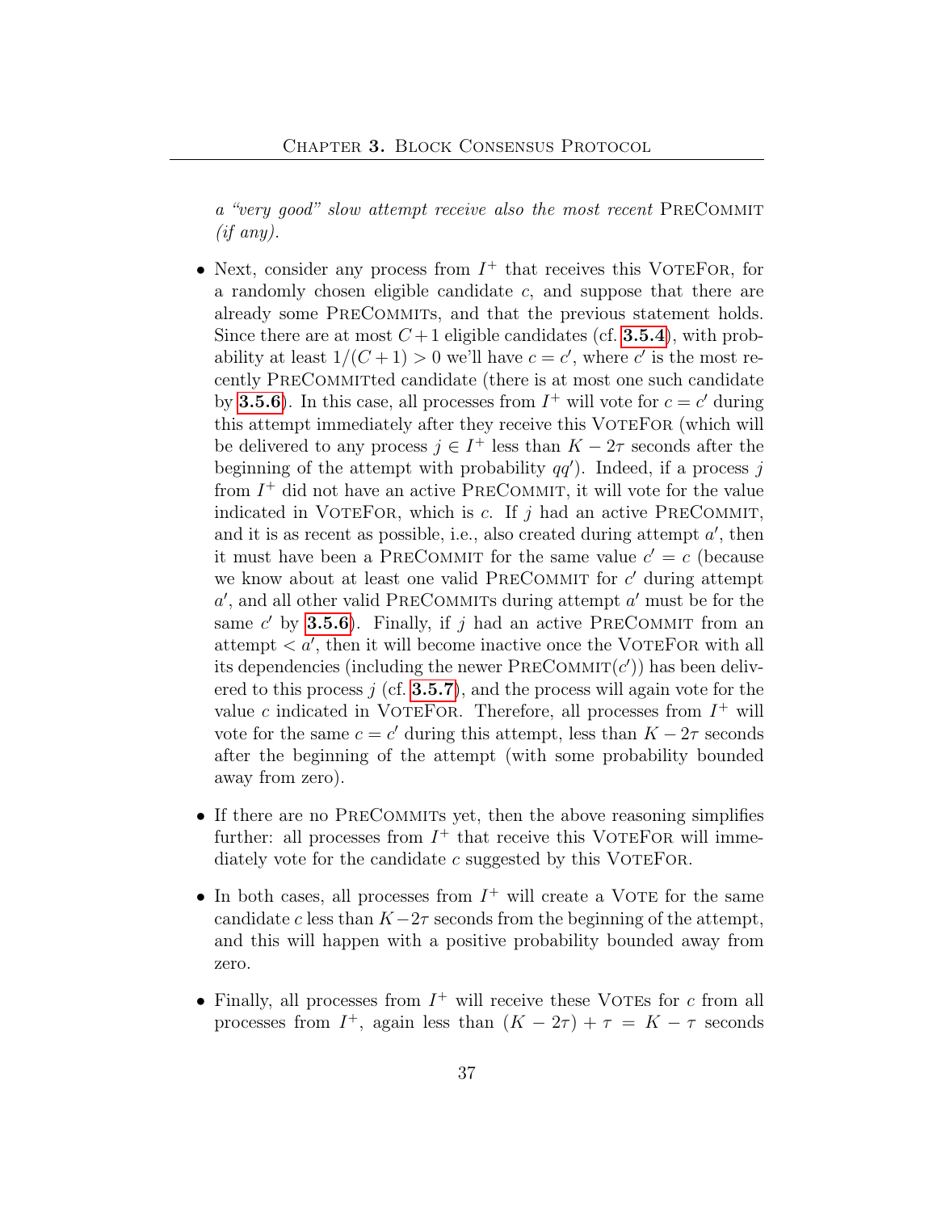*a "very good" slow attempt receive also the most recent* PRECOMMIT *(if any).*

- Next, consider any process from $I^+$ that receives this VOTEFOR, for a randomly chosen eligible candidate $c$, and suppose that there are already some PRECOMMITs, and that the previous statement holds. Since there are at most $C+1$ eligible candidates (cf. **3.5.4**), with probability at least $1/(C+1) > 0$ we'll have $c = c'$, where $c'$ is the most recently PRECOMMITted candidate (there is at most one such candidate by **3.5.6**). In this case, all processes from $I^+$ will vote for $c = c'$ during this attempt immediately after they receive this VOTEFOR (which will be delivered to any process $j \in I^+$ less than $K - 2\tau$ seconds after the beginning of the attempt with probability $qq'$). Indeed, if a process $j$ from $I^+$ did not have an active PRECOMMIT, it will vote for the value indicated in VOTEFOR, which is $c$. If $j$ had an active PRECOMMIT, and it is as recent as possible, i.e., also created during attempt $a'$, then it must have been a PRECOMMIT for the same value $c' = c$ (because we know about at least one valid PRECOMMIT for $c'$ during attempt $a'$, and all other valid PRECOMMITs during attempt $a'$ must be for the same $c'$ by **3.5.6**). Finally, if $j$ had an active PRECOMMIT from an attempt $< a'$, then it will become inactive once the VOTEFOR with all its dependencies (including the newer PRECOMMIT$(c')$) has been delivered to this process $j$ (cf. **3.5.7**), and the process will again vote for the value $c$ indicated in VOTEFOR. Therefore, all processes from $I^+$ will vote for the same $c = c'$ during this attempt, less than $K - 2\tau$ seconds after the beginning of the attempt (with some probability bounded away from zero).

- If there are no PRECOMMITs yet, then the above reasoning simplifies further: all processes from $I^+$ that receive this VOTEFOR will immediately vote for the candidate $c$ suggested by this VOTEFOR.

- In both cases, all processes from $I^+$ will create a VOTE for the same candidate $c$ less than $K-2\tau$ seconds from the beginning of the attempt, and this will happen with a positive probability bounded away from zero.

- Finally, all processes from $I^+$ will receive these VOTEs for $c$ from all processes from $I^+$, again less than $(K - 2\tau) + \tau = K - \tau$ seconds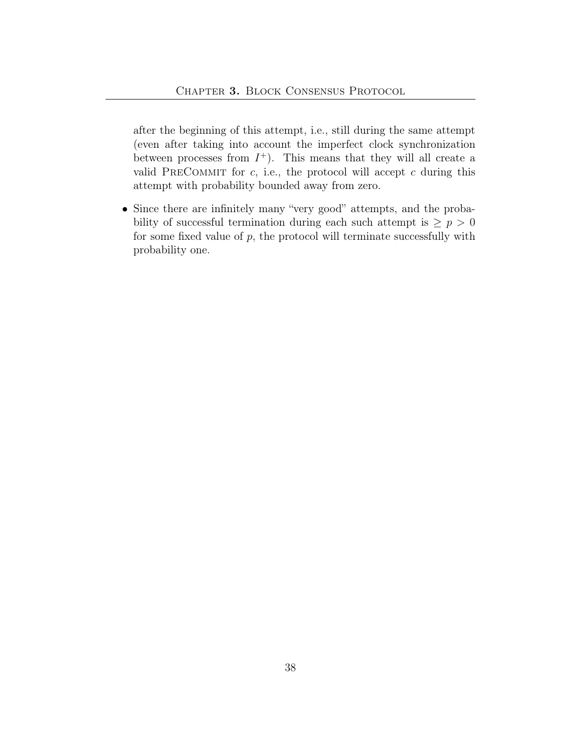after the beginning of this attempt, i.e., still during the same attempt (even after taking into account the imperfect clock synchronization between processes from $I^+$). This means that they will all create a valid PreCommit for $c$, i.e., the protocol will accept $c$ during this attempt with probability bounded away from zero.

- Since there are infinitely many "very good" attempts, and the probability of successful termination during each such attempt is $\geq p > 0$ for some fixed value of $p$, the protocol will terminate successfully with probability one.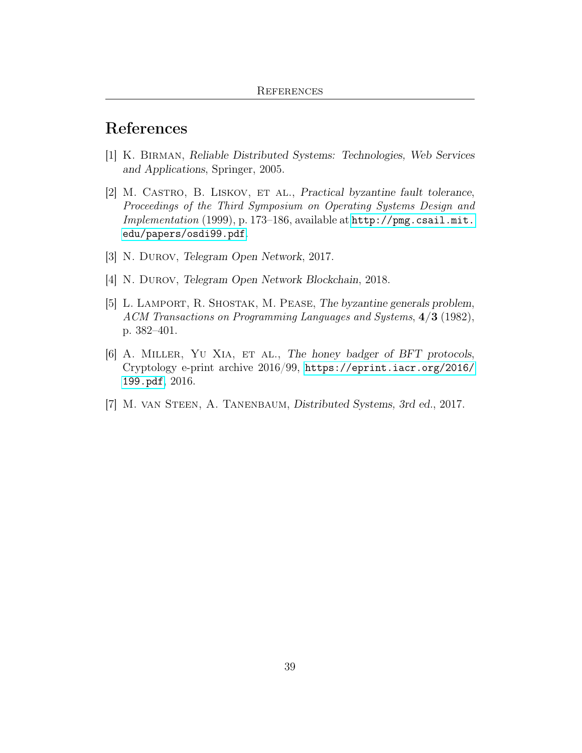# References

[1] K. Birman, *Reliable Distributed Systems: Technologies, Web Services and Applications*, Springer, 2005.

[2] M. Castro, B. Liskov, et al., *Practical byzantine fault tolerance*, *Proceedings of the Third Symposium on Operating Systems Design and Implementation* (1999), p. 173–186, available at http://pmg.csail.mit.edu/papers/osdi99.pdf.

[3] N. Durov, *Telegram Open Network*, 2017.

[4] N. Durov, *Telegram Open Network Blockchain*, 2018.

[5] L. Lamport, R. Shostak, M. Pease, *The byzantine generals problem*, *ACM Transactions on Programming Languages and Systems*, **4/3** (1982), p. 382–401.

[6] A. Miller, Yu Xia, et al., *The honey badger of BFT protocols*, Cryptology e-print archive 2016/99, https://eprint.iacr.org/2016/199.pdf, 2016.

[7] M. van Steen, A. Tanenbaum, *Distributed Systems, 3rd ed.*, 2017.